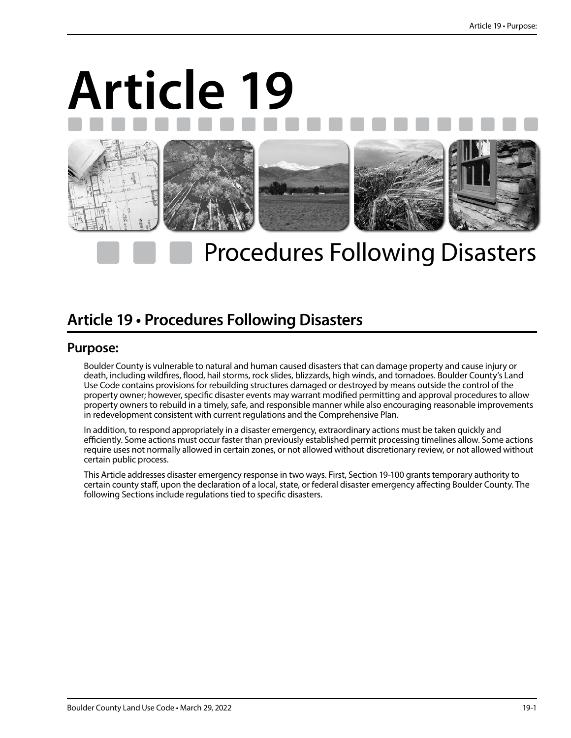# Article 19

# Procedures Following Disasters

## Article 19 • Procedures Following Disasters

### Purpose:

Boulder County is vulnerable to natural and human caused disasters that can damage property and cause injury or death, including wildfires, flood, hail storms, rock slides, blizzards, high winds, and tornadoes. Boulder County's Land Use Code contains provisions for rebuilding structures damaged or destroyed by means outside the control of the property owner; however, specific disaster events may warrant modified permitting and approval procedures to allow property owners to rebuild in a timely, safe, and responsible manner while also encouraging reasonable improvements in redevelopment consistent with current regulations and the Comprehensive Plan.

In addition, to respond appropriately in a disaster emergency, extraordinary actions must be taken quickly and efficiently. Some actions must occur faster than previously established permit processing timelines allow. Some actions require uses not normally allowed in certain zones, or not allowed without discretionary review, or not allowed without certain public process.

This Article addresses disaster emergency response in two ways. First, Section 19-100 grants temporary authority to certain county staff, upon the declaration of a local, state, or federal disaster emergency affecting Boulder County. The following Sections include regulations tied to specific disasters.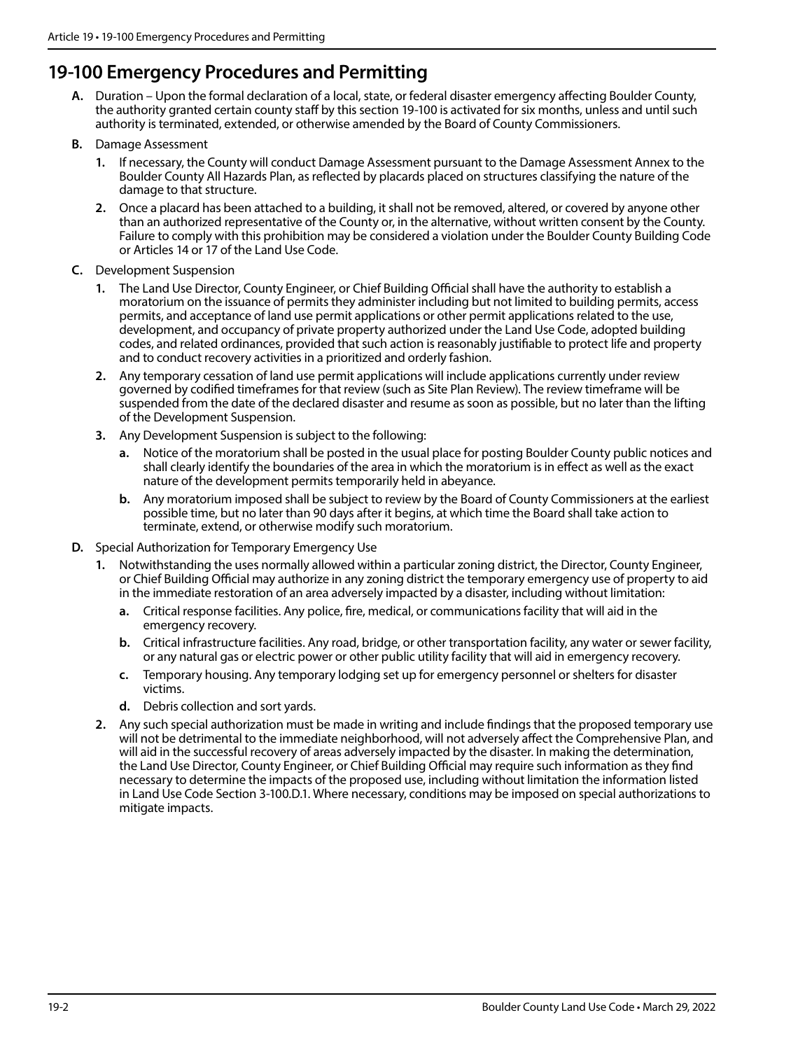# 19-100 Emergency Procedures and Permitting

**A.** Duration – Upon the formal declaration of a local, state, or federal disaster emergency affecting Boulder County, the authority granted certain county staff by this section 19-100 is activated for six months, unless and until such authority is terminated, extended, or otherwise amended by the Board of County Commissioners.

**B.** Damage Assessment

1. If necessary, the County will conduct Damage Assessment pursuant to the Damage Assessment Annex to the Boulder County All Hazards Plan, as reflected by placards placed on structures classifying the nature of the damage to that structure.
2. Once a placard has been attached to a building, it shall not be removed, altered, or covered by anyone other than an authorized representative of the County or, in the alternative, without written consent by the County. Failure to comply with this prohibition may be considered a violation under the Boulder County Building Code or Articles 14 or 17 of the Land Use Code.

**C.** Development Suspension

1. The Land Use Director, County Engineer, or Chief Building Official shall have the authority to establish a moratorium on the issuance of permits they administer including but not limited to building permits, access permits, and acceptance of land use permit applications or other permit applications related to the use, development, and occupancy of private property authorized under the Land Use Code, adopted building codes, and related ordinances, provided that such action is reasonably justifiable to protect life and property and to conduct recovery activities in a prioritized and orderly fashion.
2. Any temporary cessation of land use permit applications will include applications currently under review governed by codified timeframes for that review (such as Site Plan Review). The review timeframe will be suspended from the date of the declared disaster and resume as soon as possible, but no later than the lifting of the Development Suspension.
3. Any Development Suspension is subject to the following:
   a. Notice of the moratorium shall be posted in the usual place for posting Boulder County public notices and shall clearly identify the boundaries of the area in which the moratorium is in effect as well as the exact nature of the development permits temporarily held in abeyance.
   b. Any moratorium imposed shall be subject to review by the Board of County Commissioners at the earliest possible time, but no later than 90 days after it begins, at which time the Board shall take action to terminate, extend, or otherwise modify such moratorium.

**D.** Special Authorization for Temporary Emergency Use

1. Notwithstanding the uses normally allowed within a particular zoning district, the Director, County Engineer, or Chief Building Official may authorize in any zoning district the temporary emergency use of property to aid in the immediate restoration of an area adversely impacted by a disaster, including without limitation:
   a. Critical response facilities. Any police, fire, medical, or communications facility that will aid in the emergency recovery.
   b. Critical infrastructure facilities. Any road, bridge, or other transportation facility, any water or sewer facility, or any natural gas or electric power or other public utility facility that will aid in emergency recovery.
   c. Temporary housing. Any temporary lodging set up for emergency personnel or shelters for disaster victims.
   d. Debris collection and sort yards.
2. Any such special authorization must be made in writing and include findings that the proposed temporary use will not be detrimental to the immediate neighborhood, will not adversely affect the Comprehensive Plan, and will aid in the successful recovery of areas adversely impacted by the disaster. In making the determination, the Land Use Director, County Engineer, or Chief Building Official may require such information as they find necessary to determine the impacts of the proposed use, including without limitation the information listed in Land Use Code Section 3-100.D.1. Where necessary, conditions may be imposed on special authorizations to mitigate impacts.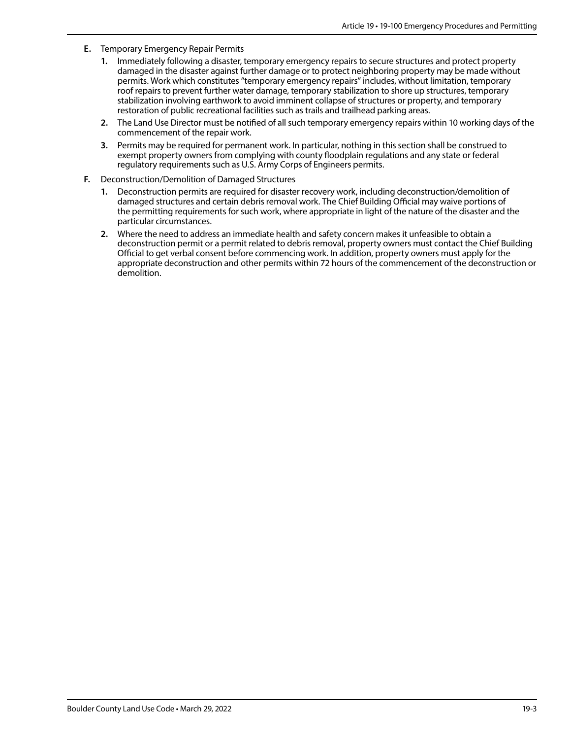**E.** Temporary Emergency Repair Permits

**1.** Immediately following a disaster, temporary emergency repairs to secure structures and protect property damaged in the disaster against further damage or to protect neighboring property may be made without permits. Work which constitutes "temporary emergency repairs" includes, without limitation, temporary roof repairs to prevent further water damage, temporary stabilization to shore up structures, temporary stabilization involving earthwork to avoid imminent collapse of structures or property, and temporary restoration of public recreational facilities such as trails and trailhead parking areas.

**2.** The Land Use Director must be notified of all such temporary emergency repairs within 10 working days of the commencement of the repair work.

**3.** Permits may be required for permanent work. In particular, nothing in this section shall be construed to exempt property owners from complying with county floodplain regulations and any state or federal regulatory requirements such as U.S. Army Corps of Engineers permits.

**F.** Deconstruction/Demolition of Damaged Structures

**1.** Deconstruction permits are required for disaster recovery work, including deconstruction/demolition of damaged structures and certain debris removal work. The Chief Building Official may waive portions of the permitting requirements for such work, where appropriate in light of the nature of the disaster and the particular circumstances.

**2.** Where the need to address an immediate health and safety concern makes it unfeasible to obtain a deconstruction permit or a permit related to debris removal, property owners must contact the Chief Building Official to get verbal consent before commencing work. In addition, property owners must apply for the appropriate deconstruction and other permits within 72 hours of the commencement of the deconstruction or demolition.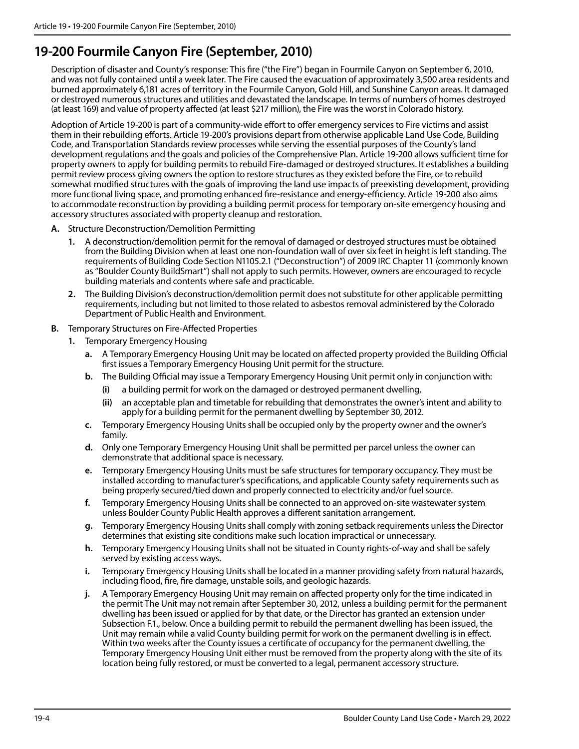## 19-200 Fourmile Canyon Fire (September, 2010)

Description of disaster and County's response: This fire ("the Fire") began in Fourmile Canyon on September 6, 2010, and was not fully contained until a week later. The Fire caused the evacuation of approximately 3,500 area residents and burned approximately 6,181 acres of territory in the Fourmile Canyon, Gold Hill, and Sunshine Canyon areas. It damaged or destroyed numerous structures and utilities and devastated the landscape. In terms of numbers of homes destroyed (at least 169) and value of property affected (at least $217 million), the Fire was the worst in Colorado history.

Adoption of Article 19-200 is part of a community-wide effort to offer emergency services to Fire victims and assist them in their rebuilding efforts. Article 19-200's provisions depart from otherwise applicable Land Use Code, Building Code, and Transportation Standards review processes while serving the essential purposes of the County's land development regulations and the goals and policies of the Comprehensive Plan. Article 19-200 allows sufficient time for property owners to apply for building permits to rebuild Fire-damaged or destroyed structures. It establishes a building permit review process giving owners the option to restore structures as they existed before the Fire, or to rebuild somewhat modified structures with the goals of improving the land use impacts of preexisting development, providing more functional living space, and promoting enhanced fire-resistance and energy-efficiency. Article 19-200 also aims to accommodate reconstruction by providing a building permit process for temporary on-site emergency housing and accessory structures associated with property cleanup and restoration.

- **A.** Structure Deconstruction/Demolition Permitting
  - **1.** A deconstruction/demolition permit for the removal of damaged or destroyed structures must be obtained from the Building Division when at least one non-foundation wall of over six feet in height is left standing. The requirements of Building Code Section N1105.2.1 ("Deconstruction") of 2009 IRC Chapter 11 (commonly known as "Boulder County BuildSmart") shall not apply to such permits. However, owners are encouraged to recycle building materials and contents where safe and practicable.
  - **2.** The Building Division's deconstruction/demolition permit does not substitute for other applicable permitting requirements, including but not limited to those related to asbestos removal administered by the Colorado Department of Public Health and Environment.
- **B.** Temporary Structures on Fire-Affected Properties
  - **1.** Temporary Emergency Housing
    - **a.** A Temporary Emergency Housing Unit may be located on affected property provided the Building Official first issues a Temporary Emergency Housing Unit permit for the structure.
    - **b.** The Building Official may issue a Temporary Emergency Housing Unit permit only in conjunction with:
      - **(i)** a building permit for work on the damaged or destroyed permanent dwelling,
      - **(ii)** an acceptable plan and timetable for rebuilding that demonstrates the owner's intent and ability to apply for a building permit for the permanent dwelling by September 30, 2012.
    - **c.** Temporary Emergency Housing Units shall be occupied only by the property owner and the owner's family.
    - **d.** Only one Temporary Emergency Housing Unit shall be permitted per parcel unless the owner can demonstrate that additional space is necessary.
    - **e.** Temporary Emergency Housing Units must be safe structures for temporary occupancy. They must be installed according to manufacturer's specifications, and applicable County safety requirements such as being properly secured/tied down and properly connected to electricity and/or fuel source.
    - **f.** Temporary Emergency Housing Units shall be connected to an approved on-site wastewater system unless Boulder County Public Health approves a different sanitation arrangement.
    - **g.** Temporary Emergency Housing Units shall comply with zoning setback requirements unless the Director determines that existing site conditions make such location impractical or unnecessary.
    - **h.** Temporary Emergency Housing Units shall not be situated in County rights-of-way and shall be safely served by existing access ways.
    - **i.** Temporary Emergency Housing Units shall be located in a manner providing safety from natural hazards, including flood, fire, fire damage, unstable soils, and geologic hazards.
    - **j.** A Temporary Emergency Housing Unit may remain on affected property only for the time indicated in the permit The Unit may not remain after September 30, 2012, unless a building permit for the permanent dwelling has been issued or applied for by that date, or the Director has granted an extension under Subsection F.1., below. Once a building permit to rebuild the permanent dwelling has been issued, the Unit may remain while a valid County building permit for work on the permanent dwelling is in effect. Within two weeks after the County issues a certificate of occupancy for the permanent dwelling, the Temporary Emergency Housing Unit either must be removed from the property along with the site of its location being fully restored, or must be converted to a legal, permanent accessory structure.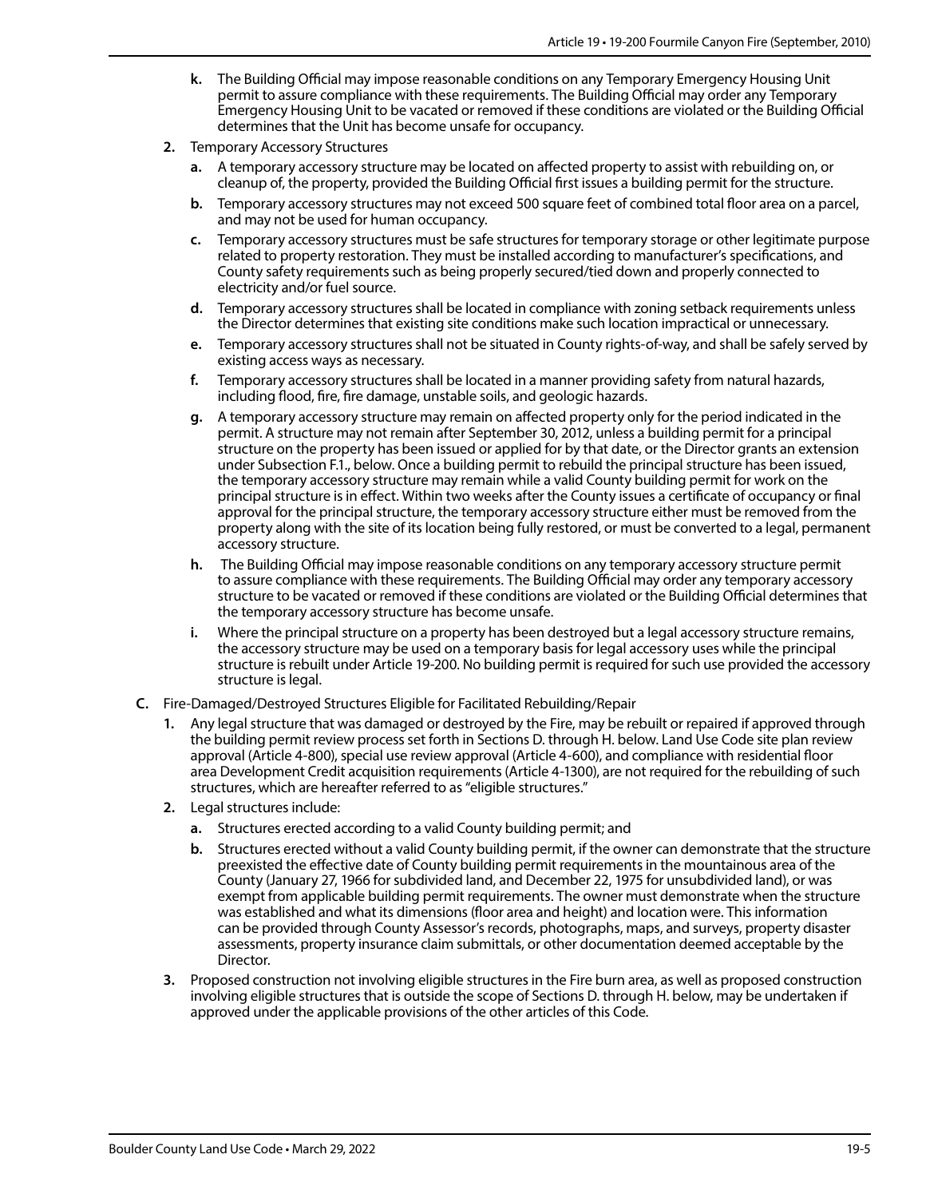k. The Building Official may impose reasonable conditions on any Temporary Emergency Housing Unit permit to assure compliance with these requirements. The Building Official may order any Temporary Emergency Housing Unit to be vacated or removed if these conditions are violated or the Building Official determines that the Unit has become unsafe for occupancy.

2. Temporary Accessory Structures

   a. A temporary accessory structure may be located on affected property to assist with rebuilding on, or cleanup of, the property, provided the Building Official first issues a building permit for the structure.

   b. Temporary accessory structures may not exceed 500 square feet of combined total floor area on a parcel, and may not be used for human occupancy.

   c. Temporary accessory structures must be safe structures for temporary storage or other legitimate purpose related to property restoration. They must be installed according to manufacturer's specifications, and County safety requirements such as being properly secured/tied down and properly connected to electricity and/or fuel source.

   d. Temporary accessory structures shall be located in compliance with zoning setback requirements unless the Director determines that existing site conditions make such location impractical or unnecessary.

   e. Temporary accessory structures shall not be situated in County rights-of-way, and shall be safely served by existing access ways as necessary.

   f. Temporary accessory structures shall be located in a manner providing safety from natural hazards, including flood, fire, fire damage, unstable soils, and geologic hazards.

   g. A temporary accessory structure may remain on affected property only for the period indicated in the permit. A structure may not remain after September 30, 2012, unless a building permit for a principal structure on the property has been issued or applied for by that date, or the Director grants an extension under Subsection F.1., below. Once a building permit to rebuild the principal structure has been issued, the temporary accessory structure may remain while a valid County building permit for work on the principal structure is in effect. Within two weeks after the County issues a certificate of occupancy or final approval for the principal structure, the temporary accessory structure either must be removed from the property along with the site of its location being fully restored, or must be converted to a legal, permanent accessory structure.

   h. The Building Official may impose reasonable conditions on any temporary accessory structure permit to assure compliance with these requirements. The Building Official may order any temporary accessory structure to be vacated or removed if these conditions are violated or the Building Official determines that the temporary accessory structure has become unsafe.

   i. Where the principal structure on a property has been destroyed but a legal accessory structure remains, the accessory structure may be used on a temporary basis for legal accessory uses while the principal structure is rebuilt under Article 19-200. No building permit is required for such use provided the accessory structure is legal.

C. Fire-Damaged/Destroyed Structures Eligible for Facilitated Rebuilding/Repair

1. Any legal structure that was damaged or destroyed by the Fire, may be rebuilt or repaired if approved through the building permit review process set forth in Sections D. through H. below. Land Use Code site plan review approval (Article 4-800), special use review approval (Article 4-600), and compliance with residential floor area Development Credit acquisition requirements (Article 4-1300), are not required for the rebuilding of such structures, which are hereafter referred to as "eligible structures."

2. Legal structures include:

   a. Structures erected according to a valid County building permit; and

   b. Structures erected without a valid County building permit, if the owner can demonstrate that the structure preexisted the effective date of County building permit requirements in the mountainous area of the County (January 27, 1966 for subdivided land, and December 22, 1975 for unsubdivided land), or was exempt from applicable building permit requirements. The owner must demonstrate when the structure was established and what its dimensions (floor area and height) and location were. This information can be provided through County Assessor's records, photographs, maps, and surveys, property disaster assessments, property insurance claim submittals, or other documentation deemed acceptable by the Director.

3. Proposed construction not involving eligible structures in the Fire burn area, as well as proposed construction involving eligible structures that is outside the scope of Sections D. through H. below, may be undertaken if approved under the applicable provisions of the other articles of this Code.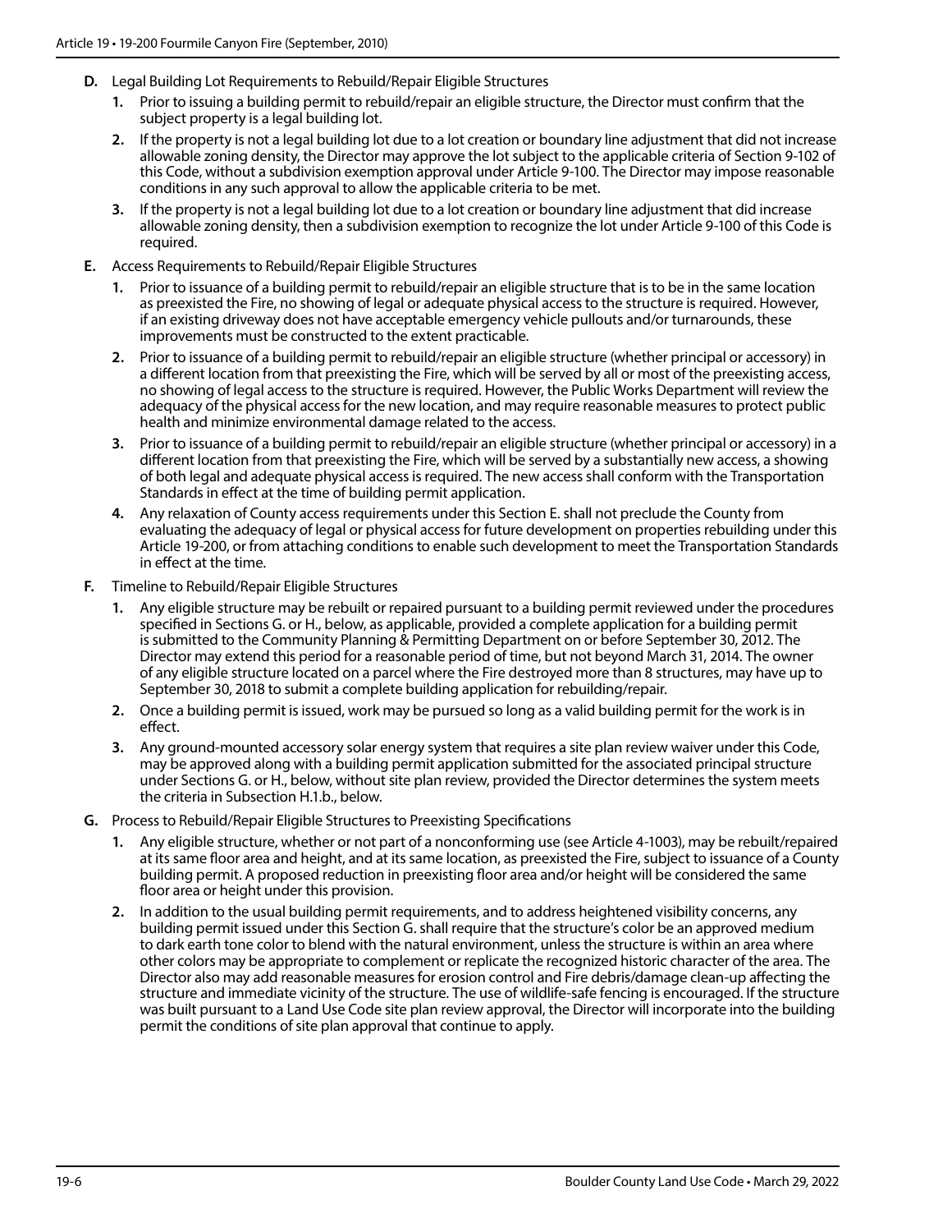**D.** Legal Building Lot Requirements to Rebuild/Repair Eligible Structures

1. Prior to issuing a building permit to rebuild/repair an eligible structure, the Director must confirm that the subject property is a legal building lot.
2. If the property is not a legal building lot due to a lot creation or boundary line adjustment that did not increase allowable zoning density, the Director may approve the lot subject to the applicable criteria of Section 9-102 of this Code, without a subdivision exemption approval under Article 9-100. The Director may impose reasonable conditions in any such approval to allow the applicable criteria to be met.
3. If the property is not a legal building lot due to a lot creation or boundary line adjustment that did increase allowable zoning density, then a subdivision exemption to recognize the lot under Article 9-100 of this Code is required.

**E.** Access Requirements to Rebuild/Repair Eligible Structures

1. Prior to issuance of a building permit to rebuild/repair an eligible structure that is to be in the same location as preexisted the Fire, no showing of legal or adequate physical access to the structure is required. However, if an existing driveway does not have acceptable emergency vehicle pullouts and/or turnarounds, these improvements must be constructed to the extent practicable.
2. Prior to issuance of a building permit to rebuild/repair an eligible structure (whether principal or accessory) in a different location from that preexisting the Fire, which will be served by all or most of the preexisting access, no showing of legal access to the structure is required. However, the Public Works Department will review the adequacy of the physical access for the new location, and may require reasonable measures to protect public health and minimize environmental damage related to the access.
3. Prior to issuance of a building permit to rebuild/repair an eligible structure (whether principal or accessory) in a different location from that preexisting the Fire, which will be served by a substantially new access, a showing of both legal and adequate physical access is required. The new access shall conform with the Transportation Standards in effect at the time of building permit application.
4. Any relaxation of County access requirements under this Section E. shall not preclude the County from evaluating the adequacy of legal or physical access for future development on properties rebuilding under this Article 19-200, or from attaching conditions to enable such development to meet the Transportation Standards in effect at the time.

**F.** Timeline to Rebuild/Repair Eligible Structures

1. Any eligible structure may be rebuilt or repaired pursuant to a building permit reviewed under the procedures specified in Sections G. or H., below, as applicable, provided a complete application for a building permit is submitted to the Community Planning & Permitting Department on or before September 30, 2012. The Director may extend this period for a reasonable period of time, but not beyond March 31, 2014. The owner of any eligible structure located on a parcel where the Fire destroyed more than 8 structures, may have up to September 30, 2018 to submit a complete building application for rebuilding/repair.
2. Once a building permit is issued, work may be pursued so long as a valid building permit for the work is in effect.
3. Any ground-mounted accessory solar energy system that requires a site plan review waiver under this Code, may be approved along with a building permit application submitted for the associated principal structure under Sections G. or H., below, without site plan review, provided the Director determines the system meets the criteria in Subsection H.1.b., below.

**G.** Process to Rebuild/Repair Eligible Structures to Preexisting Specifications

1. Any eligible structure, whether or not part of a nonconforming use (see Article 4-1003), may be rebuilt/repaired at its same floor area and height, and at its same location, as preexisted the Fire, subject to issuance of a County building permit. A proposed reduction in preexisting floor area and/or height will be considered the same floor area or height under this provision.
2. In addition to the usual building permit requirements, and to address heightened visibility concerns, any building permit issued under this Section G. shall require that the structure's color be an approved medium to dark earth tone color to blend with the natural environment, unless the structure is within an area where other colors may be appropriate to complement or replicate the recognized historic character of the area. The Director also may add reasonable measures for erosion control and Fire debris/damage clean-up affecting the structure and immediate vicinity of the structure. The use of wildlife-safe fencing is encouraged. If the structure was built pursuant to a Land Use Code site plan review approval, the Director will incorporate into the building permit the conditions of site plan approval that continue to apply.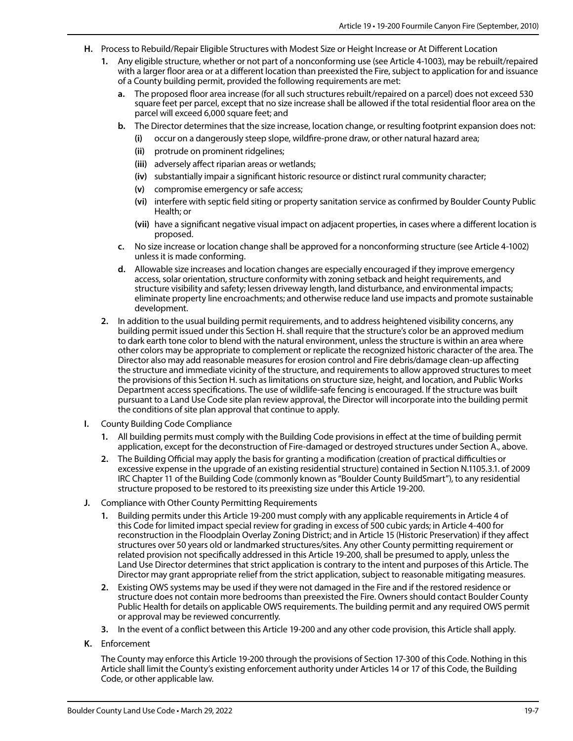**H.** Process to Rebuild/Repair Eligible Structures with Modest Size or Height Increase or At Different Location

1. Any eligible structure, whether or not part of a nonconforming use (see Article 4-1003), may be rebuilt/repaired with a larger floor area or at a different location than preexisted the Fire, subject to application for and issuance of a County building permit, provided the following requirements are met:
   - **a.** The proposed floor area increase (for all such structures rebuilt/repaired on a parcel) does not exceed 530 square feet per parcel, except that no size increase shall be allowed if the total residential floor area on the parcel will exceed 6,000 square feet; and
   - **b.** The Director determines that the size increase, location change, or resulting footprint expansion does not:
     - **(i)** occur on a dangerously steep slope, wildfire-prone draw, or other natural hazard area;
     - **(ii)** protrude on prominent ridgelines;
     - **(iii)** adversely affect riparian areas or wetlands;
     - **(iv)** substantially impair a significant historic resource or distinct rural community character;
     - **(v)** compromise emergency or safe access;
     - **(vi)** interfere with septic field siting or property sanitation service as confirmed by Boulder County Public Health; or
     - **(vii)** have a significant negative visual impact on adjacent properties, in cases where a different location is proposed.
   - **c.** No size increase or location change shall be approved for a nonconforming structure (see Article 4-1002) unless it is made conforming.
   - **d.** Allowable size increases and location changes are especially encouraged if they improve emergency access, solar orientation, structure conformity with zoning setback and height requirements, and structure visibility and safety; lessen driveway length, land disturbance, and environmental impacts; eliminate property line encroachments; and otherwise reduce land use impacts and promote sustainable development.
2. In addition to the usual building permit requirements, and to address heightened visibility concerns, any building permit issued under this Section H. shall require that the structure's color be an approved medium to dark earth tone color to blend with the natural environment, unless the structure is within an area where other colors may be appropriate to complement or replicate the recognized historic character of the area. The Director also may add reasonable measures for erosion control and Fire debris/damage clean-up affecting the structure and immediate vicinity of the structure, and requirements to allow approved structures to meet the provisions of this Section H. such as limitations on structure size, height, and location, and Public Works Department access specifications. The use of wildlife-safe fencing is encouraged. If the structure was built pursuant to a Land Use Code site plan review approval, the Director will incorporate into the building permit the conditions of site plan approval that continue to apply.

**I.** County Building Code Compliance

1. All building permits must comply with the Building Code provisions in effect at the time of building permit application, except for the deconstruction of Fire-damaged or destroyed structures under Section A., above.
2. The Building Official may apply the basis for granting a modification (creation of practical difficulties or excessive expense in the upgrade of an existing residential structure) contained in Section N.1105.3.1. of 2009 IRC Chapter 11 of the Building Code (commonly known as "Boulder County BuildSmart"), to any residential structure proposed to be restored to its preexisting size under this Article 19-200.

**J.** Compliance with Other County Permitting Requirements

1. Building permits under this Article 19-200 must comply with any applicable requirements in Article 4 of this Code for limited impact special review for grading in excess of 500 cubic yards; in Article 4-400 for reconstruction in the Floodplain Overlay Zoning District; and in Article 15 (Historic Preservation) if they affect structures over 50 years old or landmarked structures/sites. Any other County permitting requirement or related provision not specifically addressed in this Article 19-200, shall be presumed to apply, unless the Land Use Director determines that strict application is contrary to the intent and purposes of this Article. The Director may grant appropriate relief from the strict application, subject to reasonable mitigating measures.
2. Existing OWS systems may be used if they were not damaged in the Fire and if the restored residence or structure does not contain more bedrooms than preexisted the Fire. Owners should contact Boulder County Public Health for details on applicable OWS requirements. The building permit and any required OWS permit or approval may be reviewed concurrently.
3. In the event of a conflict between this Article 19-200 and any other code provision, this Article shall apply.

**K.** Enforcement

The County may enforce this Article 19-200 through the provisions of Section 17-300 of this Code. Nothing in this Article shall limit the County's existing enforcement authority under Articles 14 or 17 of this Code, the Building Code, or other applicable law.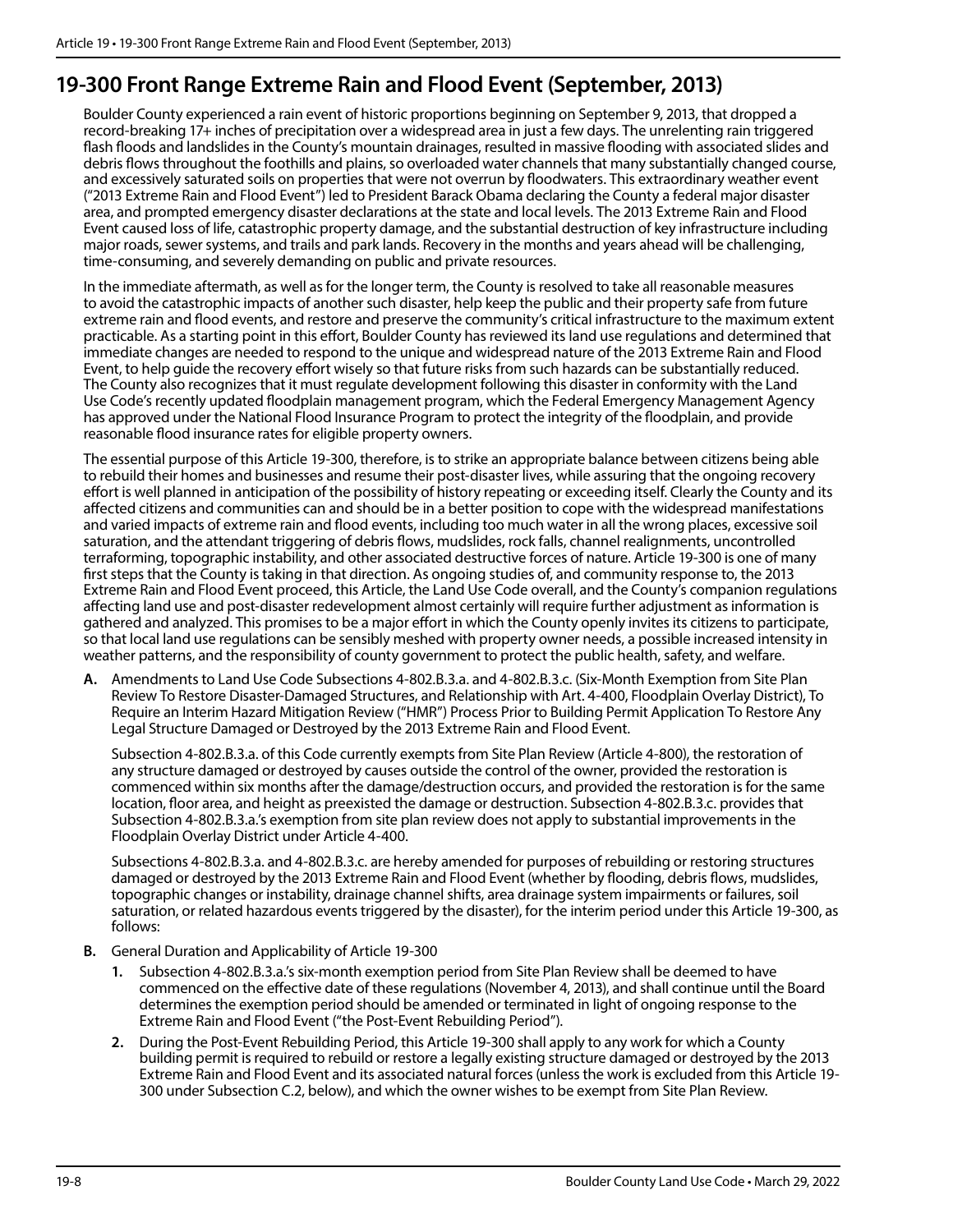## 19-300 Front Range Extreme Rain and Flood Event (September, 2013)

Boulder County experienced a rain event of historic proportions beginning on September 9, 2013, that dropped a record-breaking 17+ inches of precipitation over a widespread area in just a few days. The unrelenting rain triggered flash floods and landslides in the County's mountain drainages, resulted in massive flooding with associated slides and debris flows throughout the foothills and plains, so overloaded water channels that many substantially changed course, and excessively saturated soils on properties that were not overrun by floodwaters. This extraordinary weather event ("2013 Extreme Rain and Flood Event") led to President Barack Obama declaring the County a federal major disaster area, and prompted emergency disaster declarations at the state and local levels. The 2013 Extreme Rain and Flood Event caused loss of life, catastrophic property damage, and the substantial destruction of key infrastructure including major roads, sewer systems, and trails and park lands. Recovery in the months and years ahead will be challenging, time-consuming, and severely demanding on public and private resources.

In the immediate aftermath, as well as for the longer term, the County is resolved to take all reasonable measures to avoid the catastrophic impacts of another such disaster, help keep the public and their property safe from future extreme rain and flood events, and restore and preserve the community's critical infrastructure to the maximum extent practicable. As a starting point in this effort, Boulder County has reviewed its land use regulations and determined that immediate changes are needed to respond to the unique and widespread nature of the 2013 Extreme Rain and Flood Event, to help guide the recovery effort wisely so that future risks from such hazards can be substantially reduced. The County also recognizes that it must regulate development following this disaster in conformity with the Land Use Code's recently updated floodplain management program, which the Federal Emergency Management Agency has approved under the National Flood Insurance Program to protect the integrity of the floodplain, and provide reasonable flood insurance rates for eligible property owners.

The essential purpose of this Article 19-300, therefore, is to strike an appropriate balance between citizens being able to rebuild their homes and businesses and resume their post-disaster lives, while assuring that the ongoing recovery effort is well planned in anticipation of the possibility of history repeating or exceeding itself. Clearly the County and its affected citizens and communities can and should be in a better position to cope with the widespread manifestations and varied impacts of extreme rain and flood events, including too much water in all the wrong places, excessive soil saturation, and the attendant triggering of debris flows, mudslides, rock falls, channel realignments, uncontrolled terraforming, topographic instability, and other associated destructive forces of nature. Article 19-300 is one of many first steps that the County is taking in that direction. As ongoing studies of, and community response to, the 2013 Extreme Rain and Flood Event proceed, this Article, the Land Use Code overall, and the County's companion regulations affecting land use and post-disaster redevelopment almost certainly will require further adjustment as information is gathered and analyzed. This promises to be a major effort in which the County openly invites its citizens to participate, so that local land use regulations can be sensibly meshed with property owner needs, a possible increased intensity in weather patterns, and the responsibility of county government to protect the public health, safety, and welfare.

**A.** Amendments to Land Use Code Subsections 4-802.B.3.a. and 4-802.B.3.c. (Six-Month Exemption from Site Plan Review To Restore Disaster-Damaged Structures, and Relationship with Art. 4-400, Floodplain Overlay District), To Require an Interim Hazard Mitigation Review ("HMR") Process Prior to Building Permit Application To Restore Any Legal Structure Damaged or Destroyed by the 2013 Extreme Rain and Flood Event.

Subsection 4-802.B.3.a. of this Code currently exempts from Site Plan Review (Article 4-800), the restoration of any structure damaged or destroyed by causes outside the control of the owner, provided the restoration is commenced within six months after the damage/destruction occurs, and provided the restoration is for the same location, floor area, and height as preexisted the damage or destruction. Subsection 4-802.B.3.c. provides that Subsection 4-802.B.3.a.'s exemption from site plan review does not apply to substantial improvements in the Floodplain Overlay District under Article 4-400.

Subsections 4-802.B.3.a. and 4-802.B.3.c. are hereby amended for purposes of rebuilding or restoring structures damaged or destroyed by the 2013 Extreme Rain and Flood Event (whether by flooding, debris flows, mudslides, topographic changes or instability, drainage channel shifts, area drainage system impairments or failures, soil saturation, or related hazardous events triggered by the disaster), for the interim period under this Article 19-300, as follows:

**B.** General Duration and Applicability of Article 19-300

1. Subsection 4-802.B.3.a.'s six-month exemption period from Site Plan Review shall be deemed to have commenced on the effective date of these regulations (November 4, 2013), and shall continue until the Board determines the exemption period should be amended or terminated in light of ongoing response to the Extreme Rain and Flood Event ("the Post-Event Rebuilding Period").
2. During the Post-Event Rebuilding Period, this Article 19-300 shall apply to any work for which a County building permit is required to rebuild or restore a legally existing structure damaged or destroyed by the 2013 Extreme Rain and Flood Event and its associated natural forces (unless the work is excluded from this Article 19-300 under Subsection C.2, below), and which the owner wishes to be exempt from Site Plan Review.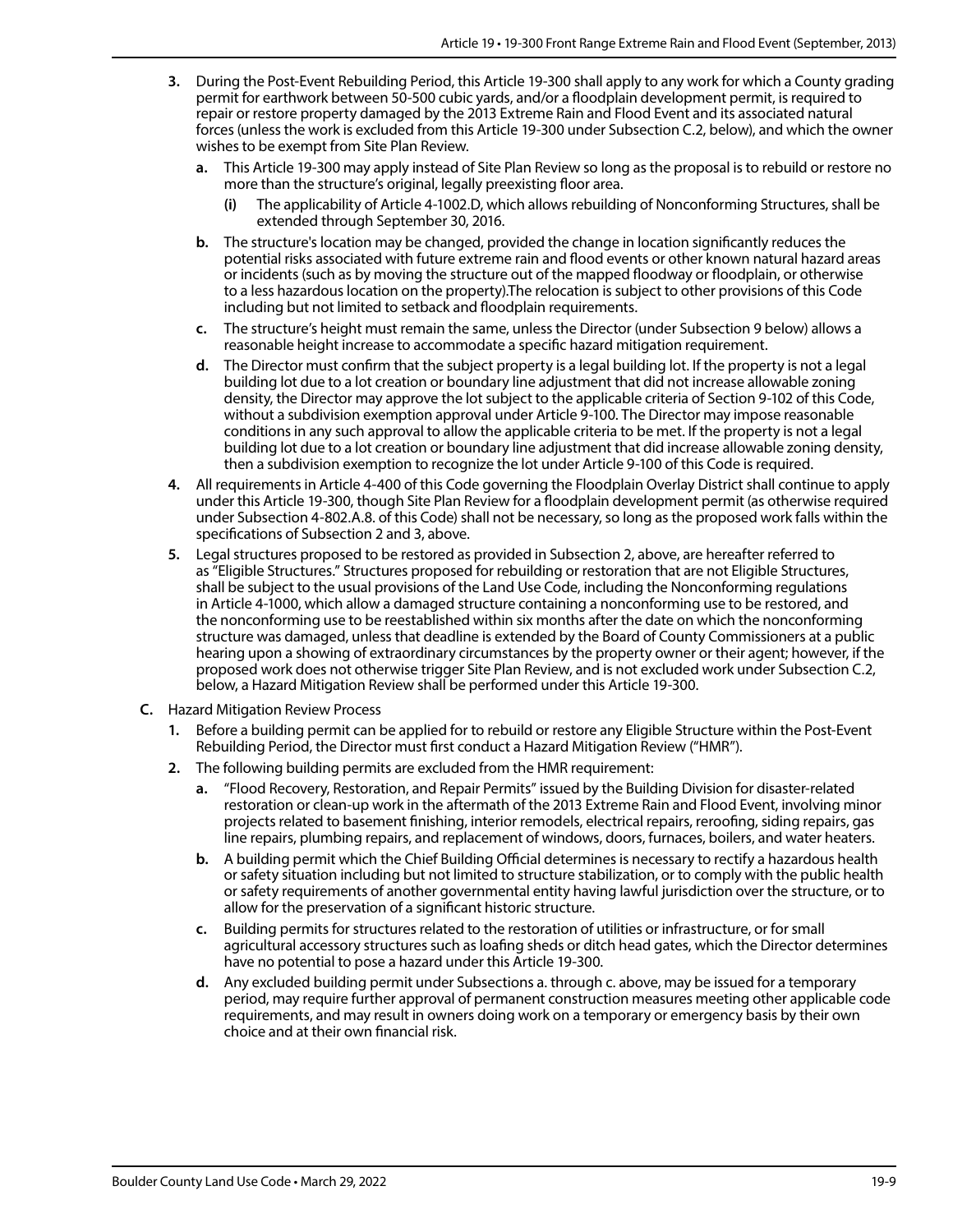3. During the Post-Event Rebuilding Period, this Article 19-300 shall apply to any work for which a County grading permit for earthwork between 50-500 cubic yards, and/or a floodplain development permit, is required to repair or restore property damaged by the 2013 Extreme Rain and Flood Event and its associated natural forces (unless the work is excluded from this Article 19-300 under Subsection C.2, below), and which the owner wishes to be exempt from Site Plan Review.
   a. This Article 19-300 may apply instead of Site Plan Review so long as the proposal is to rebuild or restore no more than the structure's original, legally preexisting floor area.
      (i) The applicability of Article 4-1002.D, which allows rebuilding of Nonconforming Structures, shall be extended through September 30, 2016.
   b. The structure's location may be changed, provided the change in location significantly reduces the potential risks associated with future extreme rain and flood events or other known natural hazard areas or incidents (such as by moving the structure out of the mapped floodway or floodplain, or otherwise to a less hazardous location on the property).The relocation is subject to other provisions of this Code including but not limited to setback and floodplain requirements.
   c. The structure's height must remain the same, unless the Director (under Subsection 9 below) allows a reasonable height increase to accommodate a specific hazard mitigation requirement.
   d. The Director must confirm that the subject property is a legal building lot. If the property is not a legal building lot due to a lot creation or boundary line adjustment that did not increase allowable zoning density, the Director may approve the lot subject to the applicable criteria of Section 9-102 of this Code, without a subdivision exemption approval under Article 9-100. The Director may impose reasonable conditions in any such approval to allow the applicable criteria to be met. If the property is not a legal building lot due to a lot creation or boundary line adjustment that did increase allowable zoning density, then a subdivision exemption to recognize the lot under Article 9-100 of this Code is required.
4. All requirements in Article 4-400 of this Code governing the Floodplain Overlay District shall continue to apply under this Article 19-300, though Site Plan Review for a floodplain development permit (as otherwise required under Subsection 4-802.A.8. of this Code) shall not be necessary, so long as the proposed work falls within the specifications of Subsection 2 and 3, above.
5. Legal structures proposed to be restored as provided in Subsection 2, above, are hereafter referred to as "Eligible Structures." Structures proposed for rebuilding or restoration that are not Eligible Structures, shall be subject to the usual provisions of the Land Use Code, including the Nonconforming regulations in Article 4-1000, which allow a damaged structure containing a nonconforming use to be restored, and the nonconforming use to be reestablished within six months after the date on which the nonconforming structure was damaged, unless that deadline is extended by the Board of County Commissioners at a public hearing upon a showing of extraordinary circumstances by the property owner or their agent; however, if the proposed work does not otherwise trigger Site Plan Review, and is not excluded work under Subsection C.2, below, a Hazard Mitigation Review shall be performed under this Article 19-300.

C. Hazard Mitigation Review Process
   1. Before a building permit can be applied for to rebuild or restore any Eligible Structure within the Post-Event Rebuilding Period, the Director must first conduct a Hazard Mitigation Review ("HMR").
   2. The following building permits are excluded from the HMR requirement:
      a. "Flood Recovery, Restoration, and Repair Permits" issued by the Building Division for disaster-related restoration or clean-up work in the aftermath of the 2013 Extreme Rain and Flood Event, involving minor projects related to basement finishing, interior remodels, electrical repairs, reroofing, siding repairs, gas line repairs, plumbing repairs, and replacement of windows, doors, furnaces, boilers, and water heaters.
      b. A building permit which the Chief Building Official determines is necessary to rectify a hazardous health or safety situation including but not limited to structure stabilization, or to comply with the public health or safety requirements of another governmental entity having lawful jurisdiction over the structure, or to allow for the preservation of a significant historic structure.
      c. Building permits for structures related to the restoration of utilities or infrastructure, or for small agricultural accessory structures such as loafing sheds or ditch head gates, which the Director determines have no potential to pose a hazard under this Article 19-300.
      d. Any excluded building permit under Subsections a. through c. above, may be issued for a temporary period, may require further approval of permanent construction measures meeting other applicable code requirements, and may result in owners doing work on a temporary or emergency basis by their own choice and at their own financial risk.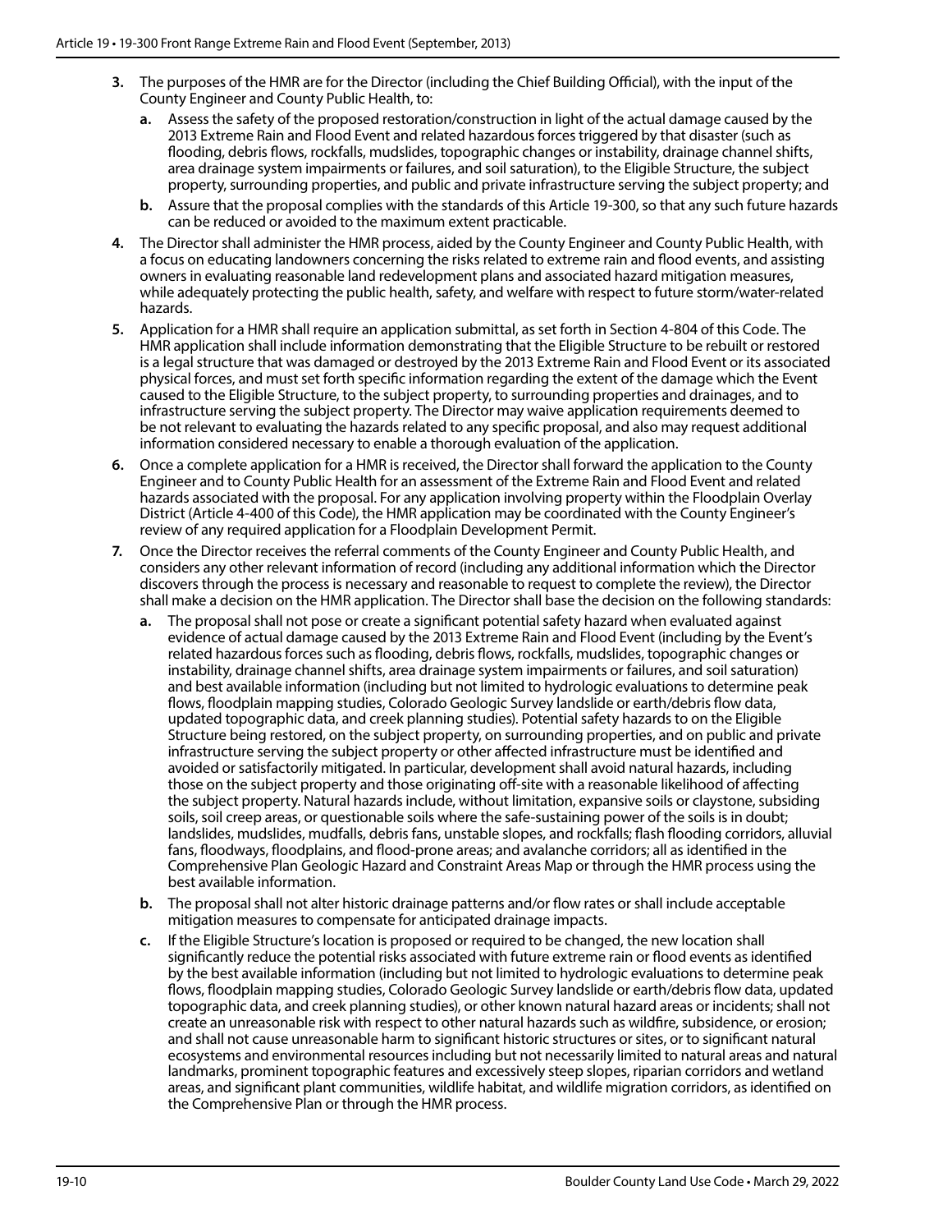3. The purposes of the HMR are for the Director (including the Chief Building Official), with the input of the County Engineer and County Public Health, to:
   a. Assess the safety of the proposed restoration/construction in light of the actual damage caused by the 2013 Extreme Rain and Flood Event and related hazardous forces triggered by that disaster (such as flooding, debris flows, rockfalls, mudslides, topographic changes or instability, drainage channel shifts, area drainage system impairments or failures, and soil saturation), to the Eligible Structure, the subject property, surrounding properties, and public and private infrastructure serving the subject property; and
   b. Assure that the proposal complies with the standards of this Article 19-300, so that any such future hazards can be reduced or avoided to the maximum extent practicable.
4. The Director shall administer the HMR process, aided by the County Engineer and County Public Health, with a focus on educating landowners concerning the risks related to extreme rain and flood events, and assisting owners in evaluating reasonable land redevelopment plans and associated hazard mitigation measures, while adequately protecting the public health, safety, and welfare with respect to future storm/water-related hazards.
5. Application for a HMR shall require an application submittal, as set forth in Section 4-804 of this Code. The HMR application shall include information demonstrating that the Eligible Structure to be rebuilt or restored is a legal structure that was damaged or destroyed by the 2013 Extreme Rain and Flood Event or its associated physical forces, and must set forth specific information regarding the extent of the damage which the Event caused to the Eligible Structure, to the subject property, to surrounding properties and drainages, and to infrastructure serving the subject property. The Director may waive application requirements deemed to be not relevant to evaluating the hazards related to any specific proposal, and also may request additional information considered necessary to enable a thorough evaluation of the application.
6. Once a complete application for a HMR is received, the Director shall forward the application to the County Engineer and to County Public Health for an assessment of the Extreme Rain and Flood Event and related hazards associated with the proposal. For any application involving property within the Floodplain Overlay District (Article 4-400 of this Code), the HMR application may be coordinated with the County Engineer's review of any required application for a Floodplain Development Permit.
7. Once the Director receives the referral comments of the County Engineer and County Public Health, and considers any other relevant information of record (including any additional information which the Director discovers through the process is necessary and reasonable to request to complete the review), the Director shall make a decision on the HMR application. The Director shall base the decision on the following standards:
   a. The proposal shall not pose or create a significant potential safety hazard when evaluated against evidence of actual damage caused by the 2013 Extreme Rain and Flood Event (including by the Event's related hazardous forces such as flooding, debris flows, rockfalls, mudslides, topographic changes or instability, drainage channel shifts, area drainage system impairments or failures, and soil saturation) and best available information (including but not limited to hydrologic evaluations to determine peak flows, floodplain mapping studies, Colorado Geologic Survey landslide or earth/debris flow data, updated topographic data, and creek planning studies). Potential safety hazards to on the Eligible Structure being restored, on the subject property, on surrounding properties, and on public and private infrastructure serving the subject property or other affected infrastructure must be identified and avoided or satisfactorily mitigated. In particular, development shall avoid natural hazards, including those on the subject property and those originating off-site with a reasonable likelihood of affecting the subject property. Natural hazards include, without limitation, expansive soils or claystone, subsiding soils, soil creep areas, or questionable soils where the safe-sustaining power of the soils is in doubt; landslides, mudslides, mudfalls, debris fans, unstable slopes, and rockfalls; flash flooding corridors, alluvial fans, floodways, floodplains, and flood-prone areas; and avalanche corridors; all as identified in the Comprehensive Plan Geologic Hazard and Constraint Areas Map or through the HMR process using the best available information.
   b. The proposal shall not alter historic drainage patterns and/or flow rates or shall include acceptable mitigation measures to compensate for anticipated drainage impacts.
   c. If the Eligible Structure's location is proposed or required to be changed, the new location shall significantly reduce the potential risks associated with future extreme rain or flood events as identified by the best available information (including but not limited to hydrologic evaluations to determine peak flows, floodplain mapping studies, Colorado Geologic Survey landslide or earth/debris flow data, updated topographic data, and creek planning studies), or other known natural hazard areas or incidents; shall not create an unreasonable risk with respect to other natural hazards such as wildfire, subsidence, or erosion; and shall not cause unreasonable harm to significant historic structures or sites, or to significant natural ecosystems and environmental resources including but not necessarily limited to natural areas and natural landmarks, prominent topographic features and excessively steep slopes, riparian corridors and wetland areas, and significant plant communities, wildlife habitat, and wildlife migration corridors, as identified on the Comprehensive Plan or through the HMR process.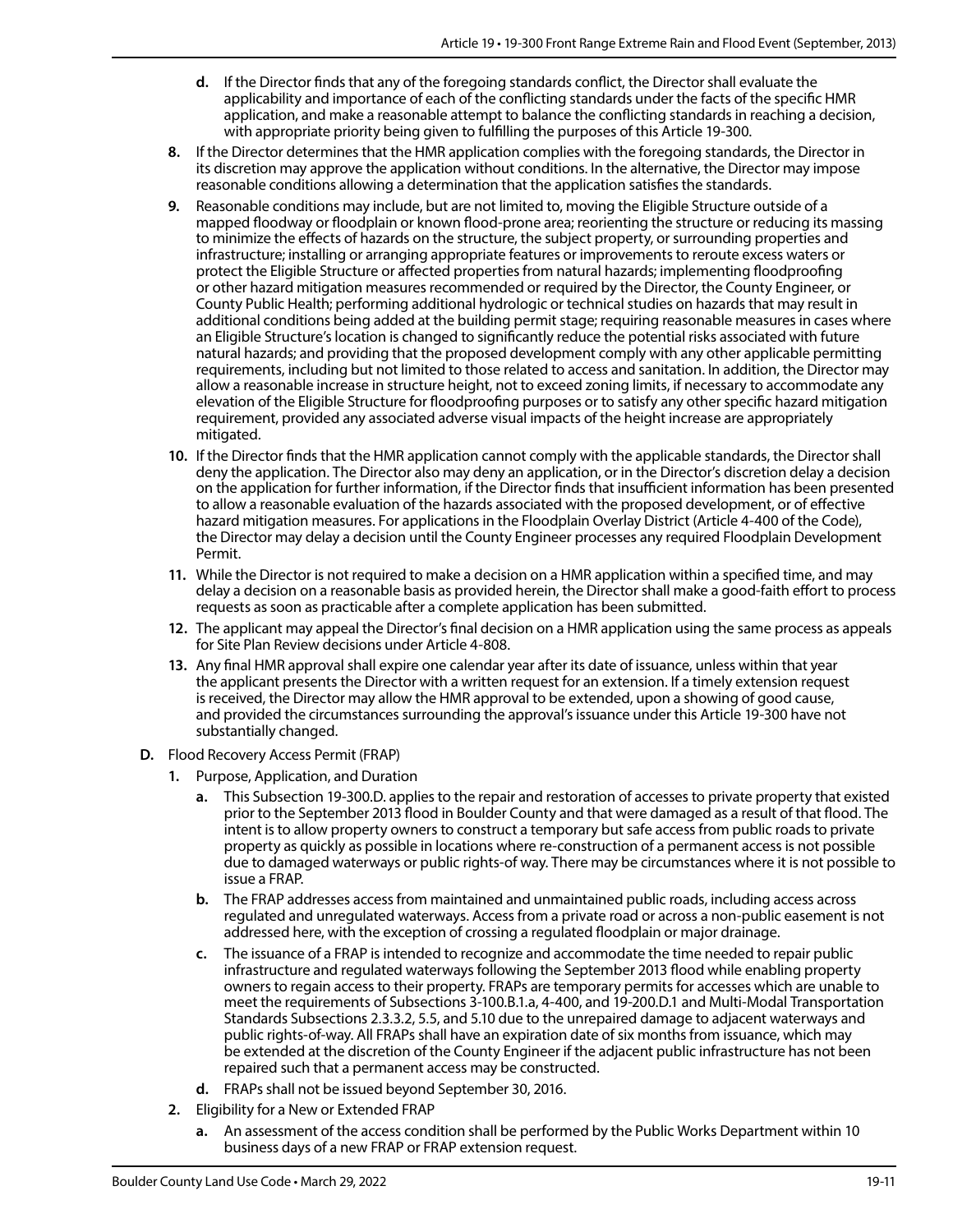**d.** If the Director finds that any of the foregoing standards conflict, the Director shall evaluate the applicability and importance of each of the conflicting standards under the facts of the specific HMR application, and make a reasonable attempt to balance the conflicting standards in reaching a decision, with appropriate priority being given to fulfilling the purposes of this Article 19-300.

**8.** If the Director determines that the HMR application complies with the foregoing standards, the Director in its discretion may approve the application without conditions. In the alternative, the Director may impose reasonable conditions allowing a determination that the application satisfies the standards.

**9.** Reasonable conditions may include, but are not limited to, moving the Eligible Structure outside of a mapped floodway or floodplain or known flood-prone area; reorienting the structure or reducing its massing to minimize the effects of hazards on the structure, the subject property, or surrounding properties and infrastructure; installing or arranging appropriate features or improvements to reroute excess waters or protect the Eligible Structure or affected properties from natural hazards; implementing floodproofing or other hazard mitigation measures recommended or required by the Director, the County Engineer, or County Public Health; performing additional hydrologic or technical studies on hazards that may result in additional conditions being added at the building permit stage; requiring reasonable measures in cases where an Eligible Structure's location is changed to significantly reduce the potential risks associated with future natural hazards; and providing that the proposed development comply with any other applicable permitting requirements, including but not limited to those related to access and sanitation. In addition, the Director may allow a reasonable increase in structure height, not to exceed zoning limits, if necessary to accommodate any elevation of the Eligible Structure for floodproofing purposes or to satisfy any other specific hazard mitigation requirement, provided any associated adverse visual impacts of the height increase are appropriately mitigated.

**10.** If the Director finds that the HMR application cannot comply with the applicable standards, the Director shall deny the application. The Director also may deny an application, or in the Director's discretion delay a decision on the application for further information, if the Director finds that insufficient information has been presented to allow a reasonable evaluation of the hazards associated with the proposed development, or of effective hazard mitigation measures. For applications in the Floodplain Overlay District (Article 4-400 of the Code), the Director may delay a decision until the County Engineer processes any required Floodplain Development Permit.

**11.** While the Director is not required to make a decision on a HMR application within a specified time, and may delay a decision on a reasonable basis as provided herein, the Director shall make a good-faith effort to process requests as soon as practicable after a complete application has been submitted.

**12.** The applicant may appeal the Director's final decision on a HMR application using the same process as appeals for Site Plan Review decisions under Article 4-808.

**13.** Any final HMR approval shall expire one calendar year after its date of issuance, unless within that year the applicant presents the Director with a written request for an extension. If a timely extension request is received, the Director may allow the HMR approval to be extended, upon a showing of good cause, and provided the circumstances surrounding the approval's issuance under this Article 19-300 have not substantially changed.

**D.** Flood Recovery Access Permit (FRAP)

**1.** Purpose, Application, and Duration

**a.** This Subsection 19-300.D. applies to the repair and restoration of accesses to private property that existed prior to the September 2013 flood in Boulder County and that were damaged as a result of that flood. The intent is to allow property owners to construct a temporary but safe access from public roads to private property as quickly as possible in locations where re-construction of a permanent access is not possible due to damaged waterways or public rights-of way. There may be circumstances where it is not possible to issue a FRAP.

**b.** The FRAP addresses access from maintained and unmaintained public roads, including access across regulated and unregulated waterways. Access from a private road or across a non-public easement is not addressed here, with the exception of crossing a regulated floodplain or major drainage.

**c.** The issuance of a FRAP is intended to recognize and accommodate the time needed to repair public infrastructure and regulated waterways following the September 2013 flood while enabling property owners to regain access to their property. FRAPs are temporary permits for accesses which are unable to meet the requirements of Subsections 3-100.B.1.a, 4-400, and 19-200.D.1 and Multi-Modal Transportation Standards Subsections 2.3.3.2, 5.5, and 5.10 due to the unrepaired damage to adjacent waterways and public rights-of-way. All FRAPs shall have an expiration date of six months from issuance, which may be extended at the discretion of the County Engineer if the adjacent public infrastructure has not been repaired such that a permanent access may be constructed.

**d.** FRAPs shall not be issued beyond September 30, 2016.

**2.** Eligibility for a New or Extended FRAP

**a.** An assessment of the access condition shall be performed by the Public Works Department within 10 business days of a new FRAP or FRAP extension request.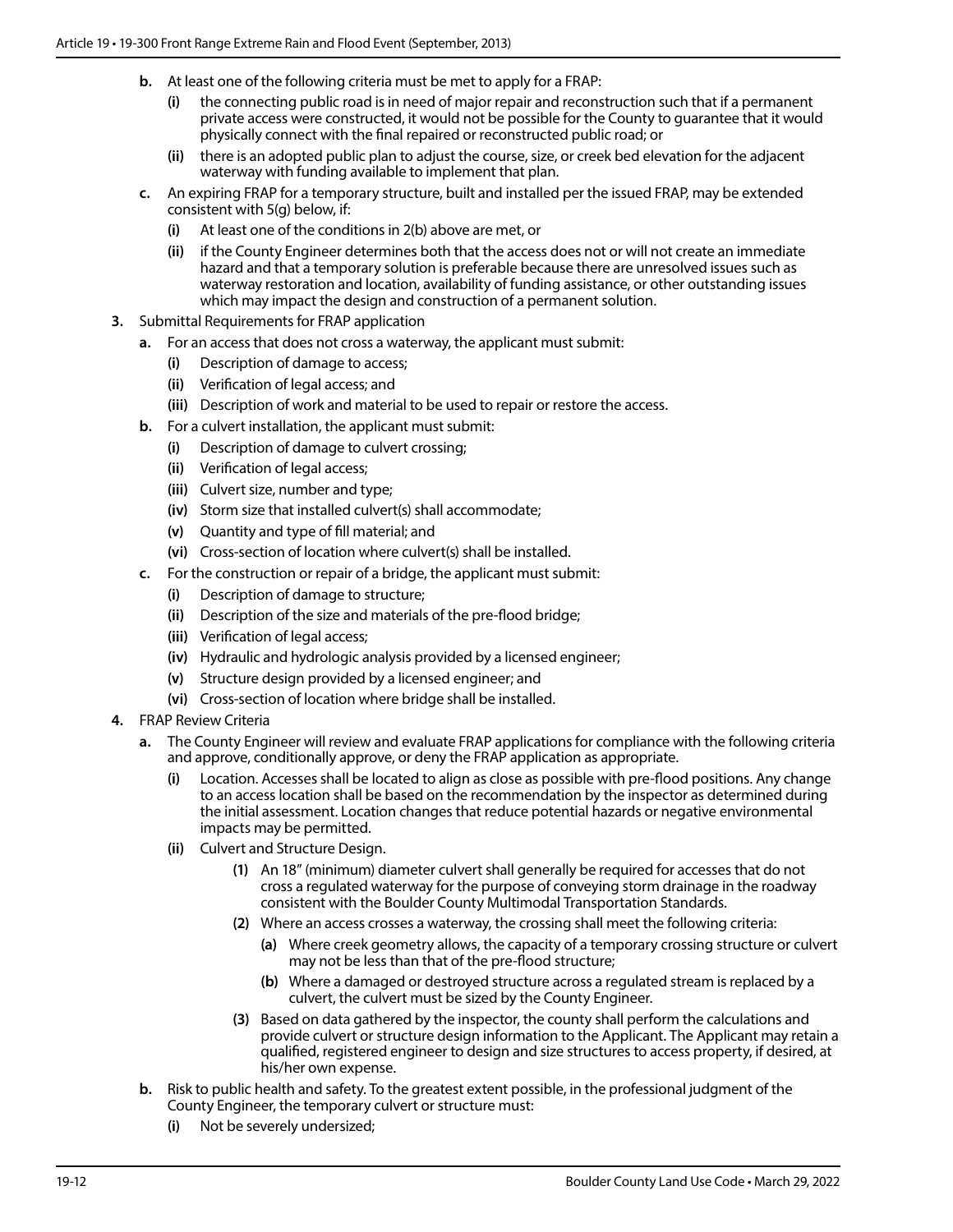- **b.** At least one of the following criteria must be met to apply for a FRAP:
  - **(i)** the connecting public road is in need of major repair and reconstruction such that if a permanent private access were constructed, it would not be possible for the County to guarantee that it would physically connect with the final repaired or reconstructed public road; or
  - **(ii)** there is an adopted public plan to adjust the course, size, or creek bed elevation for the adjacent waterway with funding available to implement that plan.
- **c.** An expiring FRAP for a temporary structure, built and installed per the issued FRAP, may be extended consistent with 5(g) below, if:
  - **(i)** At least one of the conditions in 2(b) above are met, or
  - **(ii)** if the County Engineer determines both that the access does not or will not create an immediate hazard and that a temporary solution is preferable because there are unresolved issues such as waterway restoration and location, availability of funding assistance, or other outstanding issues which may impact the design and construction of a permanent solution.

**3.** Submittal Requirements for FRAP application

- **a.** For an access that does not cross a waterway, the applicant must submit:
  - **(i)** Description of damage to access;
  - **(ii)** Verification of legal access; and
  - **(iii)** Description of work and material to be used to repair or restore the access.
- **b.** For a culvert installation, the applicant must submit:
  - **(i)** Description of damage to culvert crossing;
  - **(ii)** Verification of legal access;
  - **(iii)** Culvert size, number and type;
  - **(iv)** Storm size that installed culvert(s) shall accommodate;
  - **(v)** Quantity and type of fill material; and
  - **(vi)** Cross-section of location where culvert(s) shall be installed.
- **c.** For the construction or repair of a bridge, the applicant must submit:
  - **(i)** Description of damage to structure;
  - **(ii)** Description of the size and materials of the pre-flood bridge;
  - **(iii)** Verification of legal access;
  - **(iv)** Hydraulic and hydrologic analysis provided by a licensed engineer;
  - **(v)** Structure design provided by a licensed engineer; and
  - **(vi)** Cross-section of location where bridge shall be installed.

**4.** FRAP Review Criteria

- **a.** The County Engineer will review and evaluate FRAP applications for compliance with the following criteria and approve, conditionally approve, or deny the FRAP application as appropriate.
  - **(i)** Location. Accesses shall be located to align as close as possible with pre-flood positions. Any change to an access location shall be based on the recommendation by the inspector as determined during the initial assessment. Location changes that reduce potential hazards or negative environmental impacts may be permitted.
  - **(ii)** Culvert and Structure Design.
    - **(1)** An 18" (minimum) diameter culvert shall generally be required for accesses that do not cross a regulated waterway for the purpose of conveying storm drainage in the roadway consistent with the Boulder County Multimodal Transportation Standards.
    - **(2)** Where an access crosses a waterway, the crossing shall meet the following criteria:
      - **(a)** Where creek geometry allows, the capacity of a temporary crossing structure or culvert may not be less than that of the pre-flood structure;
      - **(b)** Where a damaged or destroyed structure across a regulated stream is replaced by a culvert, the culvert must be sized by the County Engineer.
    - **(3)** Based on data gathered by the inspector, the county shall perform the calculations and provide culvert or structure design information to the Applicant. The Applicant may retain a qualified, registered engineer to design and size structures to access property, if desired, at his/her own expense.
- **b.** Risk to public health and safety. To the greatest extent possible, in the professional judgment of the County Engineer, the temporary culvert or structure must:
  - **(i)** Not be severely undersized;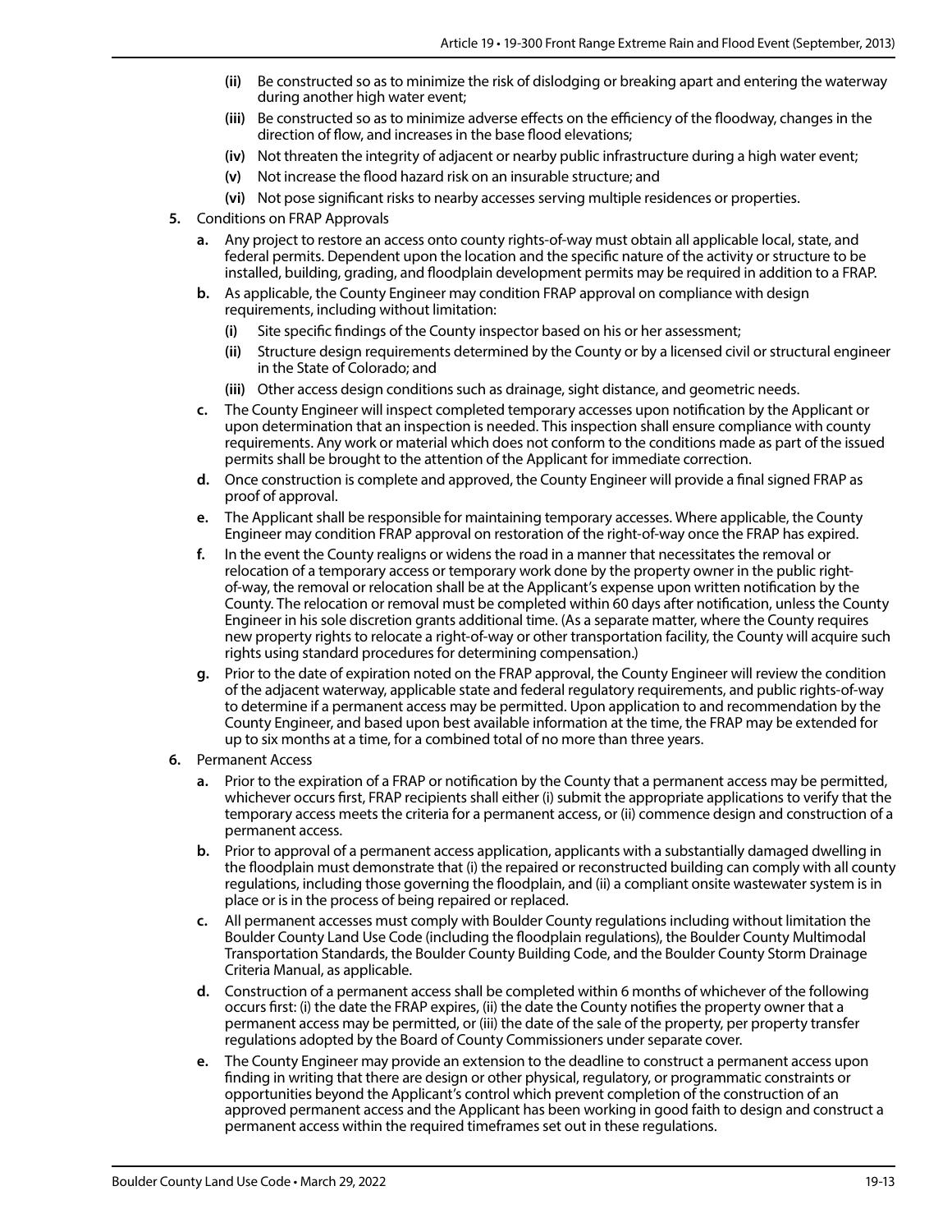- **(ii)** Be constructed so as to minimize the risk of dislodging or breaking apart and entering the waterway during another high water event;
- **(iii)** Be constructed so as to minimize adverse effects on the efficiency of the floodway, changes in the direction of flow, and increases in the base flood elevations;
- **(iv)** Not threaten the integrity of adjacent or nearby public infrastructure during a high water event;
- **(v)** Not increase the flood hazard risk on an insurable structure; and
- **(vi)** Not pose significant risks to nearby accesses serving multiple residences or properties.

**5.** Conditions on FRAP Approvals

- **a.** Any project to restore an access onto county rights-of-way must obtain all applicable local, state, and federal permits. Dependent upon the location and the specific nature of the activity or structure to be installed, building, grading, and floodplain development permits may be required in addition to a FRAP.
- **b.** As applicable, the County Engineer may condition FRAP approval on compliance with design requirements, including without limitation:
  - **(i)** Site specific findings of the County inspector based on his or her assessment;
  - **(ii)** Structure design requirements determined by the County or by a licensed civil or structural engineer in the State of Colorado; and
  - **(iii)** Other access design conditions such as drainage, sight distance, and geometric needs.
- **c.** The County Engineer will inspect completed temporary accesses upon notification by the Applicant or upon determination that an inspection is needed. This inspection shall ensure compliance with county requirements. Any work or material which does not conform to the conditions made as part of the issued permits shall be brought to the attention of the Applicant for immediate correction.
- **d.** Once construction is complete and approved, the County Engineer will provide a final signed FRAP as proof of approval.
- **e.** The Applicant shall be responsible for maintaining temporary accesses. Where applicable, the County Engineer may condition FRAP approval on restoration of the right-of-way once the FRAP has expired.
- **f.** In the event the County realigns or widens the road in a manner that necessitates the removal or relocation of a temporary access or temporary work done by the property owner in the public right-of-way, the removal or relocation shall be at the Applicant's expense upon written notification by the County. The relocation or removal must be completed within 60 days after notification, unless the County Engineer in his sole discretion grants additional time. (As a separate matter, where the County requires new property rights to relocate a right-of-way or other transportation facility, the County will acquire such rights using standard procedures for determining compensation.)
- **g.** Prior to the date of expiration noted on the FRAP approval, the County Engineer will review the condition of the adjacent waterway, applicable state and federal regulatory requirements, and public rights-of-way to determine if a permanent access may be permitted. Upon application to and recommendation by the County Engineer, and based upon best available information at the time, the FRAP may be extended for up to six months at a time, for a combined total of no more than three years.

**6.** Permanent Access

- **a.** Prior to the expiration of a FRAP or notification by the County that a permanent access may be permitted, whichever occurs first, FRAP recipients shall either (i) submit the appropriate applications to verify that the temporary access meets the criteria for a permanent access, or (ii) commence design and construction of a permanent access.
- **b.** Prior to approval of a permanent access application, applicants with a substantially damaged dwelling in the floodplain must demonstrate that (i) the repaired or reconstructed building can comply with all county regulations, including those governing the floodplain, and (ii) a compliant onsite wastewater system is in place or is in the process of being repaired or replaced.
- **c.** All permanent accesses must comply with Boulder County regulations including without limitation the Boulder County Land Use Code (including the floodplain regulations), the Boulder County Multimodal Transportation Standards, the Boulder County Building Code, and the Boulder County Storm Drainage Criteria Manual, as applicable.
- **d.** Construction of a permanent access shall be completed within 6 months of whichever of the following occurs first: (i) the date the FRAP expires, (ii) the date the County notifies the property owner that a permanent access may be permitted, or (iii) the date of the sale of the property, per property transfer regulations adopted by the Board of County Commissioners under separate cover.
- **e.** The County Engineer may provide an extension to the deadline to construct a permanent access upon finding in writing that there are design or other physical, regulatory, or programmatic constraints or opportunities beyond the Applicant's control which prevent completion of the construction of an approved permanent access and the Applicant has been working in good faith to design and construct a permanent access within the required timeframes set out in these regulations.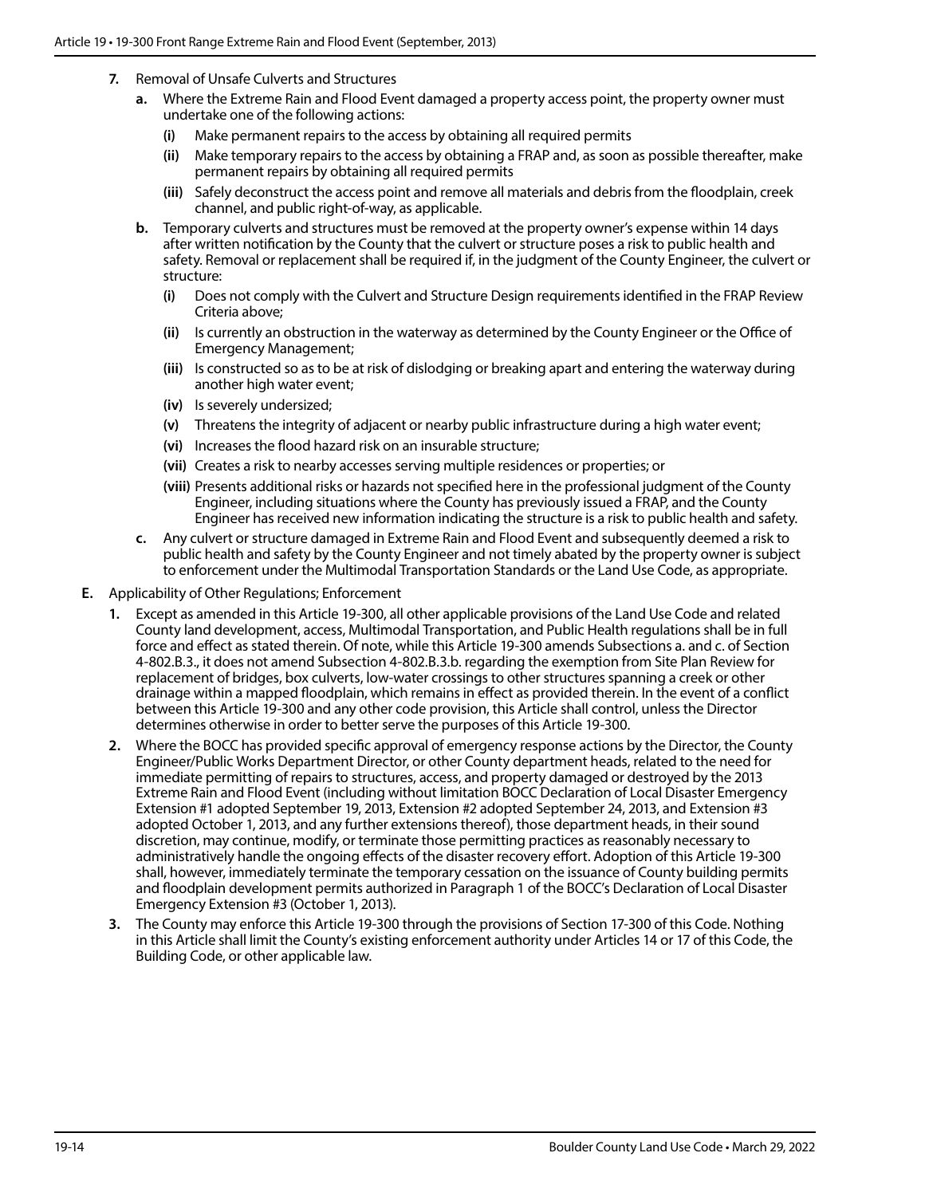7. Removal of Unsafe Culverts and Structures

   a. Where the Extreme Rain and Flood Event damaged a property access point, the property owner must undertake one of the following actions:

      (i) Make permanent repairs to the access by obtaining all required permits

      (ii) Make temporary repairs to the access by obtaining a FRAP and, as soon as possible thereafter, make permanent repairs by obtaining all required permits

      (iii) Safely deconstruct the access point and remove all materials and debris from the floodplain, creek channel, and public right-of-way, as applicable.

   b. Temporary culverts and structures must be removed at the property owner's expense within 14 days after written notification by the County that the culvert or structure poses a risk to public health and safety. Removal or replacement shall be required if, in the judgment of the County Engineer, the culvert or structure:

      (i) Does not comply with the Culvert and Structure Design requirements identified in the FRAP Review Criteria above;

      (ii) Is currently an obstruction in the waterway as determined by the County Engineer or the Office of Emergency Management;

      (iii) Is constructed so as to be at risk of dislodging or breaking apart and entering the waterway during another high water event;

      (iv) Is severely undersized;

      (v) Threatens the integrity of adjacent or nearby public infrastructure during a high water event;

      (vi) Increases the flood hazard risk on an insurable structure;

      (vii) Creates a risk to nearby accesses serving multiple residences or properties; or

      (viii) Presents additional risks or hazards not specified here in the professional judgment of the County Engineer, including situations where the County has previously issued a FRAP, and the County Engineer has received new information indicating the structure is a risk to public health and safety.

   c. Any culvert or structure damaged in Extreme Rain and Flood Event and subsequently deemed a risk to public health and safety by the County Engineer and not timely abated by the property owner is subject to enforcement under the Multimodal Transportation Standards or the Land Use Code, as appropriate.

E. Applicability of Other Regulations; Enforcement

   1. Except as amended in this Article 19-300, all other applicable provisions of the Land Use Code and related County land development, access, Multimodal Transportation, and Public Health regulations shall be in full force and effect as stated therein. Of note, while this Article 19-300 amends Subsections a. and c. of Section 4-802.B.3., it does not amend Subsection 4-802.B.3.b. regarding the exemption from Site Plan Review for replacement of bridges, box culverts, low-water crossings to other structures spanning a creek or other drainage within a mapped floodplain, which remains in effect as provided therein. In the event of a conflict between this Article 19-300 and any other code provision, this Article shall control, unless the Director determines otherwise in order to better serve the purposes of this Article 19-300.

   2. Where the BOCC has provided specific approval of emergency response actions by the Director, the County Engineer/Public Works Department Director, or other County department heads, related to the need for immediate permitting of repairs to structures, access, and property damaged or destroyed by the 2013 Extreme Rain and Flood Event (including without limitation BOCC Declaration of Local Disaster Emergency Extension #1 adopted September 19, 2013, Extension #2 adopted September 24, 2013, and Extension #3 adopted October 1, 2013, and any further extensions thereof), those department heads, in their sound discretion, may continue, modify, or terminate those permitting practices as reasonably necessary to administratively handle the ongoing effects of the disaster recovery effort. Adoption of this Article 19-300 shall, however, immediately terminate the temporary cessation on the issuance of County building permits and floodplain development permits authorized in Paragraph 1 of the BOCC's Declaration of Local Disaster Emergency Extension #3 (October 1, 2013).

   3. The County may enforce this Article 19-300 through the provisions of Section 17-300 of this Code. Nothing in this Article shall limit the County's existing enforcement authority under Articles 14 or 17 of this Code, the Building Code, or other applicable law.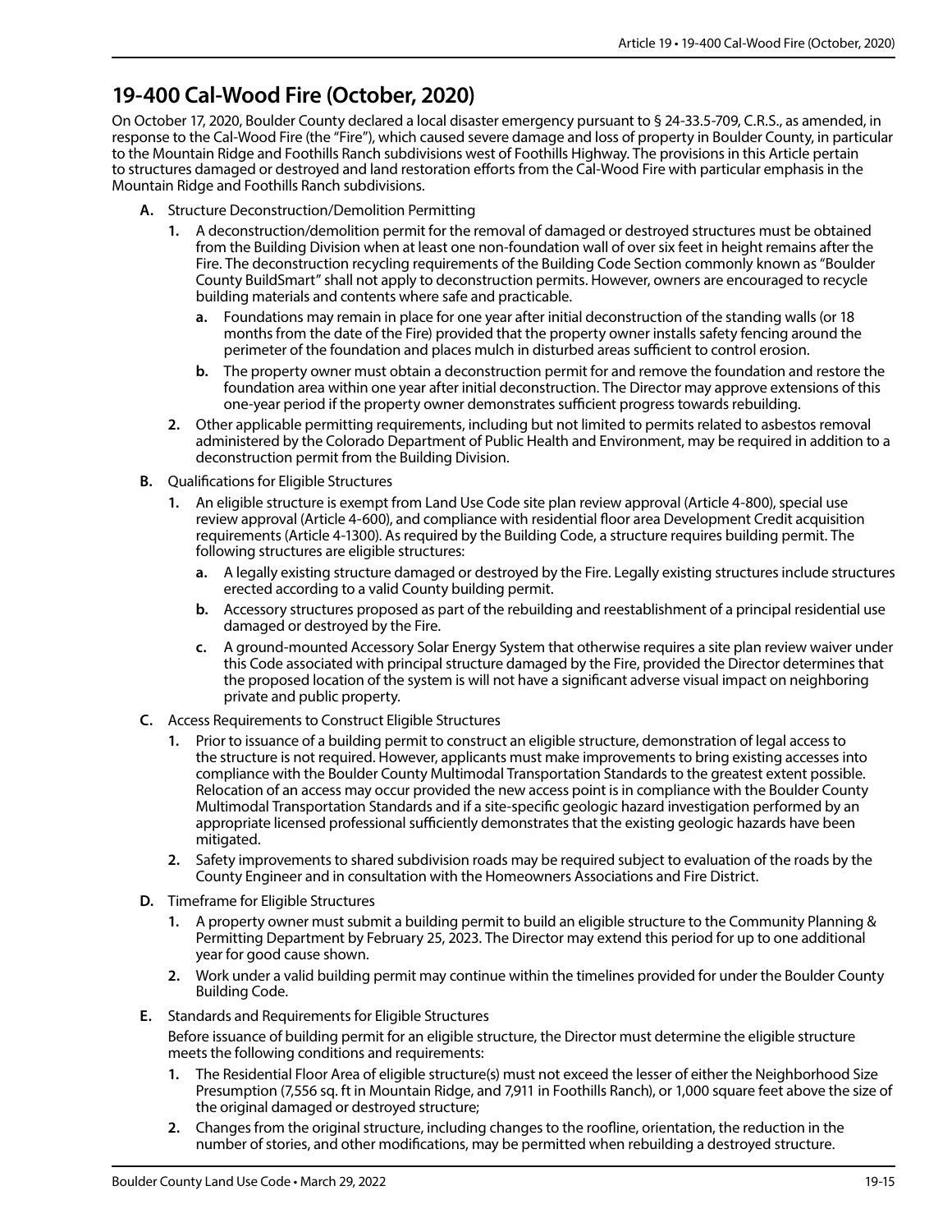## 19-400 Cal-Wood Fire (October, 2020)

On October 17, 2020, Boulder County declared a local disaster emergency pursuant to § 24-33.5-709, C.R.S., as amended, in response to the Cal-Wood Fire (the "Fire"), which caused severe damage and loss of property in Boulder County, in particular to the Mountain Ridge and Foothills Ranch subdivisions west of Foothills Highway. The provisions in this Article pertain to structures damaged or destroyed and land restoration efforts from the Cal-Wood Fire with particular emphasis in the Mountain Ridge and Foothills Ranch subdivisions.

**A.** Structure Deconstruction/Demolition Permitting

1. A deconstruction/demolition permit for the removal of damaged or destroyed structures must be obtained from the Building Division when at least one non-foundation wall of over six feet in height remains after the Fire. The deconstruction recycling requirements of the Building Code Section commonly known as "Boulder County BuildSmart" shall not apply to deconstruction permits. However, owners are encouraged to recycle building materials and contents where safe and practicable.
   - **a.** Foundations may remain in place for one year after initial deconstruction of the standing walls (or 18 months from the date of the Fire) provided that the property owner installs safety fencing around the perimeter of the foundation and places mulch in disturbed areas sufficient to control erosion.
   - **b.** The property owner must obtain a deconstruction permit for and remove the foundation and restore the foundation area within one year after initial deconstruction. The Director may approve extensions of this one-year period if the property owner demonstrates sufficient progress towards rebuilding.
2. Other applicable permitting requirements, including but not limited to permits related to asbestos removal administered by the Colorado Department of Public Health and Environment, may be required in addition to a deconstruction permit from the Building Division.

**B.** Qualifications for Eligible Structures

1. An eligible structure is exempt from Land Use Code site plan review approval (Article 4-800), special use review approval (Article 4-600), and compliance with residential floor area Development Credit acquisition requirements (Article 4-1300). As required by the Building Code, a structure requires building permit. The following structures are eligible structures:
   - **a.** A legally existing structure damaged or destroyed by the Fire. Legally existing structures include structures erected according to a valid County building permit.
   - **b.** Accessory structures proposed as part of the rebuilding and reestablishment of a principal residential use damaged or destroyed by the Fire.
   - **c.** A ground-mounted Accessory Solar Energy System that otherwise requires a site plan review waiver under this Code associated with principal structure damaged by the Fire, provided the Director determines that the proposed location of the system is will not have a significant adverse visual impact on neighboring private and public property.

**C.** Access Requirements to Construct Eligible Structures

1. Prior to issuance of a building permit to construct an eligible structure, demonstration of legal access to the structure is not required. However, applicants must make improvements to bring existing accesses into compliance with the Boulder County Multimodal Transportation Standards to the greatest extent possible. Relocation of an access may occur provided the new access point is in compliance with the Boulder County Multimodal Transportation Standards and if a site-specific geologic hazard investigation performed by an appropriate licensed professional sufficiently demonstrates that the existing geologic hazards have been mitigated.
2. Safety improvements to shared subdivision roads may be required subject to evaluation of the roads by the County Engineer and in consultation with the Homeowners Associations and Fire District.

**D.** Timeframe for Eligible Structures

1. A property owner must submit a building permit to build an eligible structure to the Community Planning & Permitting Department by February 25, 2023. The Director may extend this period for up to one additional year for good cause shown.
2. Work under a valid building permit may continue within the timelines provided for under the Boulder County Building Code.

**E.** Standards and Requirements for Eligible Structures

Before issuance of building permit for an eligible structure, the Director must determine the eligible structure meets the following conditions and requirements:

1. The Residential Floor Area of eligible structure(s) must not exceed the lesser of either the Neighborhood Size Presumption (7,556 sq. ft in Mountain Ridge, and 7,911 in Foothills Ranch), or 1,000 square feet above the size of the original damaged or destroyed structure;
2. Changes from the original structure, including changes to the roofline, orientation, the reduction in the number of stories, and other modifications, may be permitted when rebuilding a destroyed structure.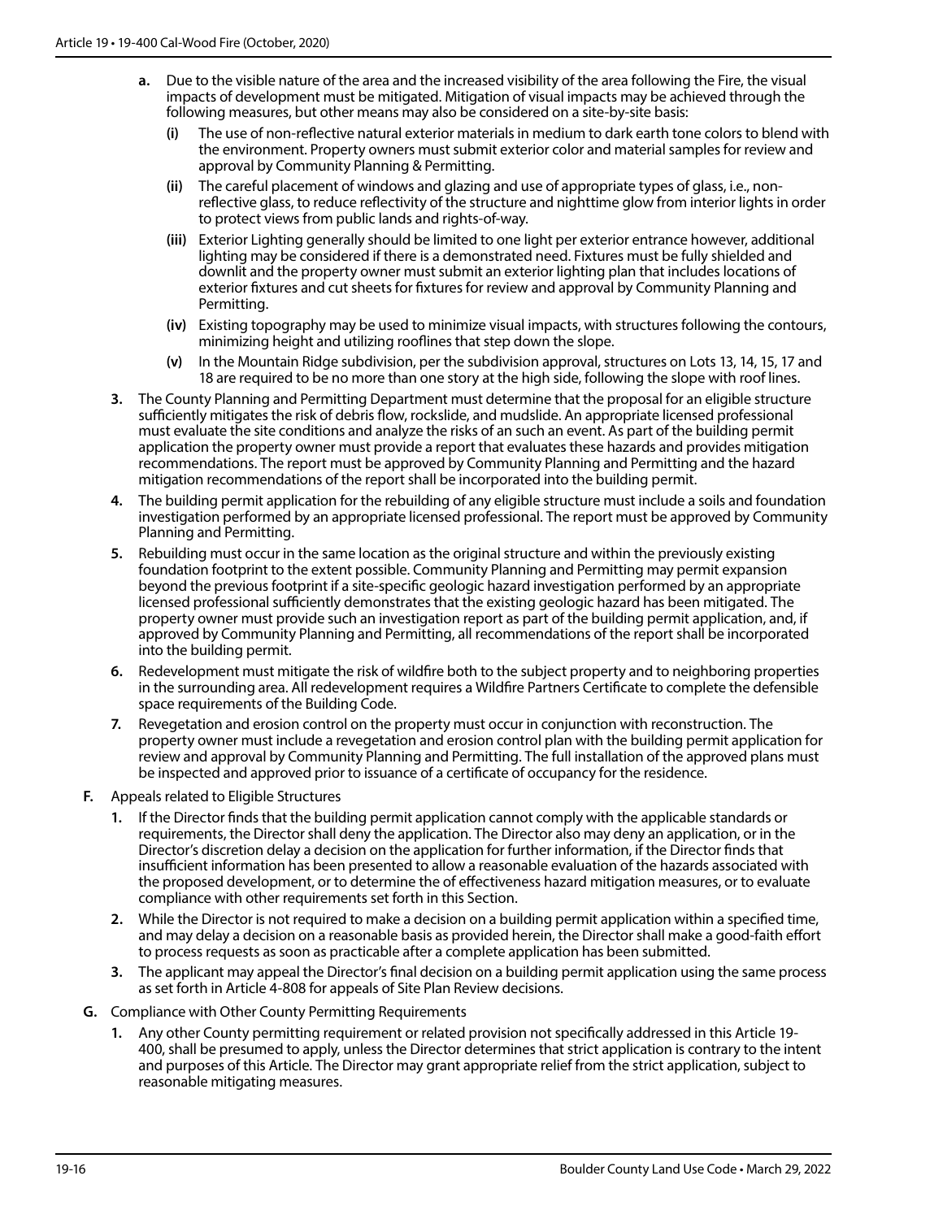a. Due to the visible nature of the area and the increased visibility of the area following the Fire, the visual impacts of development must be mitigated. Mitigation of visual impacts may be achieved through the following measures, but other means may also be considered on a site-by-site basis:

    (i) The use of non-reflective natural exterior materials in medium to dark earth tone colors to blend with the environment. Property owners must submit exterior color and material samples for review and approval by Community Planning & Permitting.

    (ii) The careful placement of windows and glazing and use of appropriate types of glass, i.e., non-reflective glass, to reduce reflectivity of the structure and nighttime glow from interior lights in order to protect views from public lands and rights-of-way.

    (iii) Exterior Lighting generally should be limited to one light per exterior entrance however, additional lighting may be considered if there is a demonstrated need. Fixtures must be fully shielded and downlit and the property owner must submit an exterior lighting plan that includes locations of exterior fixtures and cut sheets for fixtures for review and approval by Community Planning and Permitting.

    (iv) Existing topography may be used to minimize visual impacts, with structures following the contours, minimizing height and utilizing rooflines that step down the slope.

    (v) In the Mountain Ridge subdivision, per the subdivision approval, structures on Lots 13, 14, 15, 17 and 18 are required to be no more than one story at the high side, following the slope with roof lines.

3. The County Planning and Permitting Department must determine that the proposal for an eligible structure sufficiently mitigates the risk of debris flow, rockslide, and mudslide. An appropriate licensed professional must evaluate the site conditions and analyze the risks of an such an event. As part of the building permit application the property owner must provide a report that evaluates these hazards and provides mitigation recommendations. The report must be approved by Community Planning and Permitting and the hazard mitigation recommendations of the report shall be incorporated into the building permit.

4. The building permit application for the rebuilding of any eligible structure must include a soils and foundation investigation performed by an appropriate licensed professional. The report must be approved by Community Planning and Permitting.

5. Rebuilding must occur in the same location as the original structure and within the previously existing foundation footprint to the extent possible. Community Planning and Permitting may permit expansion beyond the previous footprint if a site-specific geologic hazard investigation performed by an appropriate licensed professional sufficiently demonstrates that the existing geologic hazard has been mitigated. The property owner must provide such an investigation report as part of the building permit application, and, if approved by Community Planning and Permitting, all recommendations of the report shall be incorporated into the building permit.

6. Redevelopment must mitigate the risk of wildfire both to the subject property and to neighboring properties in the surrounding area. All redevelopment requires a Wildfire Partners Certificate to complete the defensible space requirements of the Building Code.

7. Revegetation and erosion control on the property must occur in conjunction with reconstruction. The property owner must include a revegetation and erosion control plan with the building permit application for review and approval by Community Planning and Permitting. The full installation of the approved plans must be inspected and approved prior to issuance of a certificate of occupancy for the residence.

F. Appeals related to Eligible Structures

1. If the Director finds that the building permit application cannot comply with the applicable standards or requirements, the Director shall deny the application. The Director also may deny an application, or in the Director's discretion delay a decision on the application for further information, if the Director finds that insufficient information has been presented to allow a reasonable evaluation of the hazards associated with the proposed development, or to determine the of effectiveness hazard mitigation measures, or to evaluate compliance with other requirements set forth in this Section.

2. While the Director is not required to make a decision on a building permit application within a specified time, and may delay a decision on a reasonable basis as provided herein, the Director shall make a good-faith effort to process requests as soon as practicable after a complete application has been submitted.

3. The applicant may appeal the Director's final decision on a building permit application using the same process as set forth in Article 4-808 for appeals of Site Plan Review decisions.

G. Compliance with Other County Permitting Requirements

1. Any other County permitting requirement or related provision not specifically addressed in this Article 19-400, shall be presumed to apply, unless the Director determines that strict application is contrary to the intent and purposes of this Article. The Director may grant appropriate relief from the strict application, subject to reasonable mitigating measures.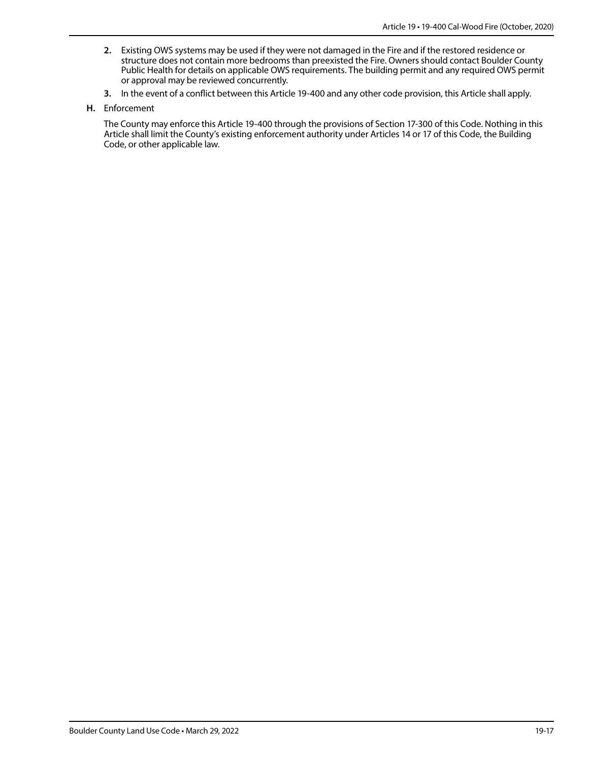2. Existing OWS systems may be used if they were not damaged in the Fire and if the restored residence or structure does not contain more bedrooms than preexisted the Fire. Owners should contact Boulder County Public Health for details on applicable OWS requirements. The building permit and any required OWS permit or approval may be reviewed concurrently.

3. In the event of a conflict between this Article 19-400 and any other code provision, this Article shall apply.

**H.** Enforcement

The County may enforce this Article 19-400 through the provisions of Section 17-300 of this Code. Nothing in this Article shall limit the County's existing enforcement authority under Articles 14 or 17 of this Code, the Building Code, or other applicable law.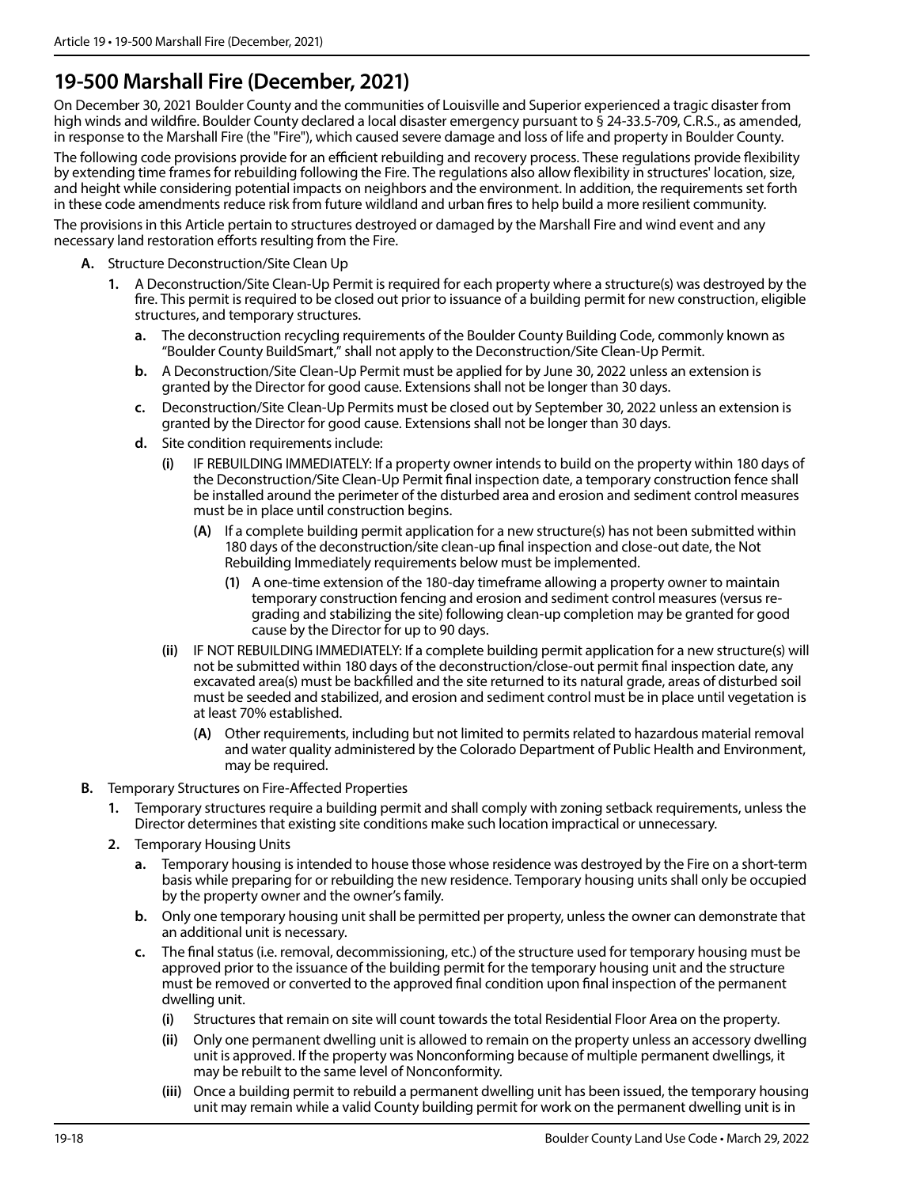## 19-500 Marshall Fire (December, 2021)

On December 30, 2021 Boulder County and the communities of Louisville and Superior experienced a tragic disaster from high winds and wildfire. Boulder County declared a local disaster emergency pursuant to § 24-33.5-709, C.R.S., as amended, in response to the Marshall Fire (the "Fire"), which caused severe damage and loss of life and property in Boulder County.

The following code provisions provide for an efficient rebuilding and recovery process. These regulations provide flexibility by extending time frames for rebuilding following the Fire. The regulations also allow flexibility in structures' location, size, and height while considering potential impacts on neighbors and the environment. In addition, the requirements set forth in these code amendments reduce risk from future wildland and urban fires to help build a more resilient community.

The provisions in this Article pertain to structures destroyed or damaged by the Marshall Fire and wind event and any necessary land restoration efforts resulting from the Fire.

- **A.** Structure Deconstruction/Site Clean Up
  - **1.** A Deconstruction/Site Clean-Up Permit is required for each property where a structure(s) was destroyed by the fire. This permit is required to be closed out prior to issuance of a building permit for new construction, eligible structures, and temporary structures.
    - **a.** The deconstruction recycling requirements of the Boulder County Building Code, commonly known as "Boulder County BuildSmart," shall not apply to the Deconstruction/Site Clean-Up Permit.
    - **b.** A Deconstruction/Site Clean-Up Permit must be applied for by June 30, 2022 unless an extension is granted by the Director for good cause. Extensions shall not be longer than 30 days.
    - **c.** Deconstruction/Site Clean-Up Permits must be closed out by September 30, 2022 unless an extension is granted by the Director for good cause. Extensions shall not be longer than 30 days.
    - **d.** Site condition requirements include:
      - **(i)** IF REBUILDING IMMEDIATELY: If a property owner intends to build on the property within 180 days of the Deconstruction/Site Clean-Up Permit final inspection date, a temporary construction fence shall be installed around the perimeter of the disturbed area and erosion and sediment control measures must be in place until construction begins.
        - **(A)** If a complete building permit application for a new structure(s) has not been submitted within 180 days of the deconstruction/site clean-up final inspection and close-out date, the Not Rebuilding Immediately requirements below must be implemented.
          - **(1)** A one-time extension of the 180-day timeframe allowing a property owner to maintain temporary construction fencing and erosion and sediment control measures (versus re-grading and stabilizing the site) following clean-up completion may be granted for good cause by the Director for up to 90 days.
      - **(ii)** IF NOT REBUILDING IMMEDIATELY: If a complete building permit application for a new structure(s) will not be submitted within 180 days of the deconstruction/close-out permit final inspection date, any excavated area(s) must be backfilled and the site returned to its natural grade, areas of disturbed soil must be seeded and stabilized, and erosion and sediment control must be in place until vegetation is at least 70% established.
        - **(A)** Other requirements, including but not limited to permits related to hazardous material removal and water quality administered by the Colorado Department of Public Health and Environment, may be required.
- **B.** Temporary Structures on Fire-Affected Properties
  - **1.** Temporary structures require a building permit and shall comply with zoning setback requirements, unless the Director determines that existing site conditions make such location impractical or unnecessary.
  - **2.** Temporary Housing Units
    - **a.** Temporary housing is intended to house those whose residence was destroyed by the Fire on a short-term basis while preparing for or rebuilding the new residence. Temporary housing units shall only be occupied by the property owner and the owner's family.
    - **b.** Only one temporary housing unit shall be permitted per property, unless the owner can demonstrate that an additional unit is necessary.
    - **c.** The final status (i.e. removal, decommissioning, etc.) of the structure used for temporary housing must be approved prior to the issuance of the building permit for the temporary housing unit and the structure must be removed or converted to the approved final condition upon final inspection of the permanent dwelling unit.
      - **(i)** Structures that remain on site will count towards the total Residential Floor Area on the property.
      - **(ii)** Only one permanent dwelling unit is allowed to remain on the property unless an accessory dwelling unit is approved. If the property was Nonconforming because of multiple permanent dwellings, it may be rebuilt to the same level of Nonconformity.
      - **(iii)** Once a building permit to rebuild a permanent dwelling unit has been issued, the temporary housing unit may remain while a valid County building permit for work on the permanent dwelling unit is in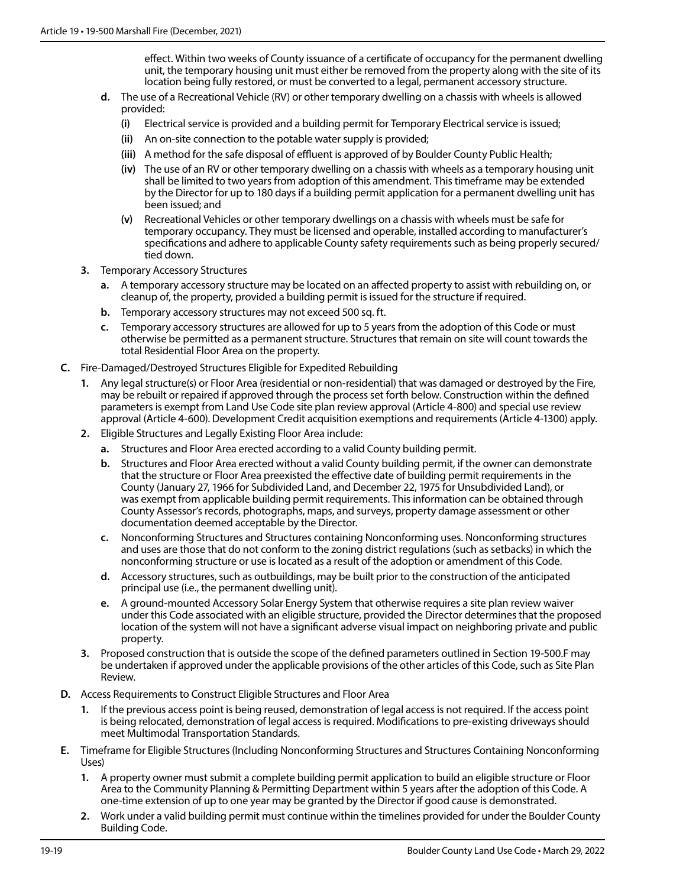effect. Within two weeks of County issuance of a certificate of occupancy for the permanent dwelling unit, the temporary housing unit must either be removed from the property along with the site of its location being fully restored, or must be converted to a legal, permanent accessory structure.

- **d.** The use of a Recreational Vehicle (RV) or other temporary dwelling on a chassis with wheels is allowed provided:
  - **(i)** Electrical service is provided and a building permit for Temporary Electrical service is issued;
  - **(ii)** An on-site connection to the potable water supply is provided;
  - **(iii)** A method for the safe disposal of effluent is approved of by Boulder County Public Health;
  - **(iv)** The use of an RV or other temporary dwelling on a chassis with wheels as a temporary housing unit shall be limited to two years from adoption of this amendment. This timeframe may be extended by the Director for up to 180 days if a building permit application for a permanent dwelling unit has been issued; and
  - **(v)** Recreational Vehicles or other temporary dwellings on a chassis with wheels must be safe for temporary occupancy. They must be licensed and operable, installed according to manufacturer's specifications and adhere to applicable County safety requirements such as being properly secured/tied down.

**3.** Temporary Accessory Structures

- **a.** A temporary accessory structure may be located on an affected property to assist with rebuilding on, or cleanup of, the property, provided a building permit is issued for the structure if required.
- **b.** Temporary accessory structures may not exceed 500 sq. ft.
- **c.** Temporary accessory structures are allowed for up to 5 years from the adoption of this Code or must otherwise be permitted as a permanent structure. Structures that remain on site will count towards the total Residential Floor Area on the property.

**C.** Fire-Damaged/Destroyed Structures Eligible for Expedited Rebuilding

**1.** Any legal structure(s) or Floor Area (residential or non-residential) that was damaged or destroyed by the Fire, may be rebuilt or repaired if approved through the process set forth below. Construction within the defined parameters is exempt from Land Use Code site plan review approval (Article 4-800) and special use review approval (Article 4-600). Development Credit acquisition exemptions and requirements (Article 4-1300) apply.

**2.** Eligible Structures and Legally Existing Floor Area include:

- **a.** Structures and Floor Area erected according to a valid County building permit.
- **b.** Structures and Floor Area erected without a valid County building permit, if the owner can demonstrate that the structure or Floor Area preexisted the effective date of building permit requirements in the County (January 27, 1966 for Subdivided Land, and December 22, 1975 for Unsubdivided Land), or was exempt from applicable building permit requirements. This information can be obtained through County Assessor's records, photographs, maps, and surveys, property damage assessment or other documentation deemed acceptable by the Director.
- **c.** Nonconforming Structures and Structures containing Nonconforming uses. Nonconforming structures and uses are those that do not conform to the zoning district regulations (such as setbacks) in which the nonconforming structure or use is located as a result of the adoption or amendment of this Code.
- **d.** Accessory structures, such as outbuildings, may be built prior to the construction of the anticipated principal use (i.e., the permanent dwelling unit).
- **e.** A ground-mounted Accessory Solar Energy System that otherwise requires a site plan review waiver under this Code associated with an eligible structure, provided the Director determines that the proposed location of the system will not have a significant adverse visual impact on neighboring private and public property.

**3.** Proposed construction that is outside the scope of the defined parameters outlined in Section 19-500.F may be undertaken if approved under the applicable provisions of the other articles of this Code, such as Site Plan Review.

**D.** Access Requirements to Construct Eligible Structures and Floor Area

**1.** If the previous access point is being reused, demonstration of legal access is not required. If the access point is being relocated, demonstration of legal access is required. Modifications to pre-existing driveways should meet Multimodal Transportation Standards.

**E.** Timeframe for Eligible Structures (Including Nonconforming Structures and Structures Containing Nonconforming Uses)

**1.** A property owner must submit a complete building permit application to build an eligible structure or Floor Area to the Community Planning & Permitting Department within 5 years after the adoption of this Code. A one-time extension of up to one year may be granted by the Director if good cause is demonstrated.

**2.** Work under a valid building permit must continue within the timelines provided for under the Boulder County Building Code.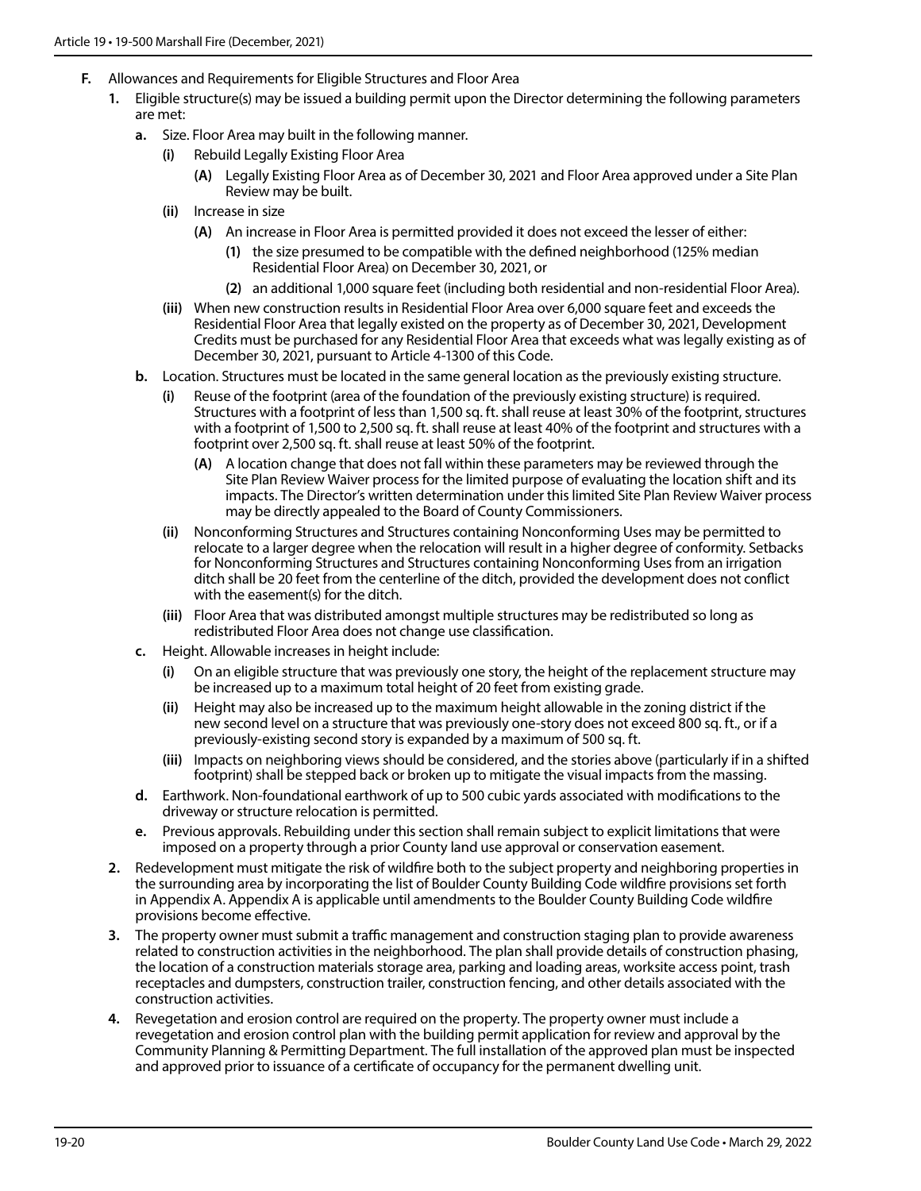**F.** Allowances and Requirements for Eligible Structures and Floor Area

**1.** Eligible structure(s) may be issued a building permit upon the Director determining the following parameters are met:

**a.** Size. Floor Area may built in the following manner.

**(i)** Rebuild Legally Existing Floor Area

**(A)** Legally Existing Floor Area as of December 30, 2021 and Floor Area approved under a Site Plan Review may be built.

**(ii)** Increase in size

**(A)** An increase in Floor Area is permitted provided it does not exceed the lesser of either:

**(1)** the size presumed to be compatible with the defined neighborhood (125% median Residential Floor Area) on December 30, 2021, or

**(2)** an additional 1,000 square feet (including both residential and non-residential Floor Area).

**(iii)** When new construction results in Residential Floor Area over 6,000 square feet and exceeds the Residential Floor Area that legally existed on the property as of December 30, 2021, Development Credits must be purchased for any Residential Floor Area that exceeds what was legally existing as of December 30, 2021, pursuant to Article 4-1300 of this Code.

**b.** Location. Structures must be located in the same general location as the previously existing structure.

**(i)** Reuse of the footprint (area of the foundation of the previously existing structure) is required. Structures with a footprint of less than 1,500 sq. ft. shall reuse at least 30% of the footprint, structures with a footprint of 1,500 to 2,500 sq. ft. shall reuse at least 40% of the footprint and structures with a footprint over 2,500 sq. ft. shall reuse at least 50% of the footprint.

**(A)** A location change that does not fall within these parameters may be reviewed through the Site Plan Review Waiver process for the limited purpose of evaluating the location shift and its impacts. The Director's written determination under this limited Site Plan Review Waiver process may be directly appealed to the Board of County Commissioners.

**(ii)** Nonconforming Structures and Structures containing Nonconforming Uses may be permitted to relocate to a larger degree when the relocation will result in a higher degree of conformity. Setbacks for Nonconforming Structures and Structures containing Nonconforming Uses from an irrigation ditch shall be 20 feet from the centerline of the ditch, provided the development does not conflict with the easement(s) for the ditch.

**(iii)** Floor Area that was distributed amongst multiple structures may be redistributed so long as redistributed Floor Area does not change use classification.

**c.** Height. Allowable increases in height include:

**(i)** On an eligible structure that was previously one story, the height of the replacement structure may be increased up to a maximum total height of 20 feet from existing grade.

**(ii)** Height may also be increased up to the maximum height allowable in the zoning district if the new second level on a structure that was previously one-story does not exceed 800 sq. ft., or if a previously-existing second story is expanded by a maximum of 500 sq. ft.

**(iii)** Impacts on neighboring views should be considered, and the stories above (particularly if in a shifted footprint) shall be stepped back or broken up to mitigate the visual impacts from the massing.

**d.** Earthwork. Non-foundational earthwork of up to 500 cubic yards associated with modifications to the driveway or structure relocation is permitted.

**e.** Previous approvals. Rebuilding under this section shall remain subject to explicit limitations that were imposed on a property through a prior County land use approval or conservation easement.

**2.** Redevelopment must mitigate the risk of wildfire both to the subject property and neighboring properties in the surrounding area by incorporating the list of Boulder County Building Code wildfire provisions set forth in Appendix A. Appendix A is applicable until amendments to the Boulder County Building Code wildfire provisions become effective.

**3.** The property owner must submit a traffic management and construction staging plan to provide awareness related to construction activities in the neighborhood. The plan shall provide details of construction phasing, the location of a construction materials storage area, parking and loading areas, worksite access point, trash receptacles and dumpsters, construction trailer, construction fencing, and other details associated with the construction activities.

**4.** Revegetation and erosion control are required on the property. The property owner must include a revegetation and erosion control plan with the building permit application for review and approval by the Community Planning & Permitting Department. The full installation of the approved plan must be inspected and approved prior to issuance of a certificate of occupancy for the permanent dwelling unit.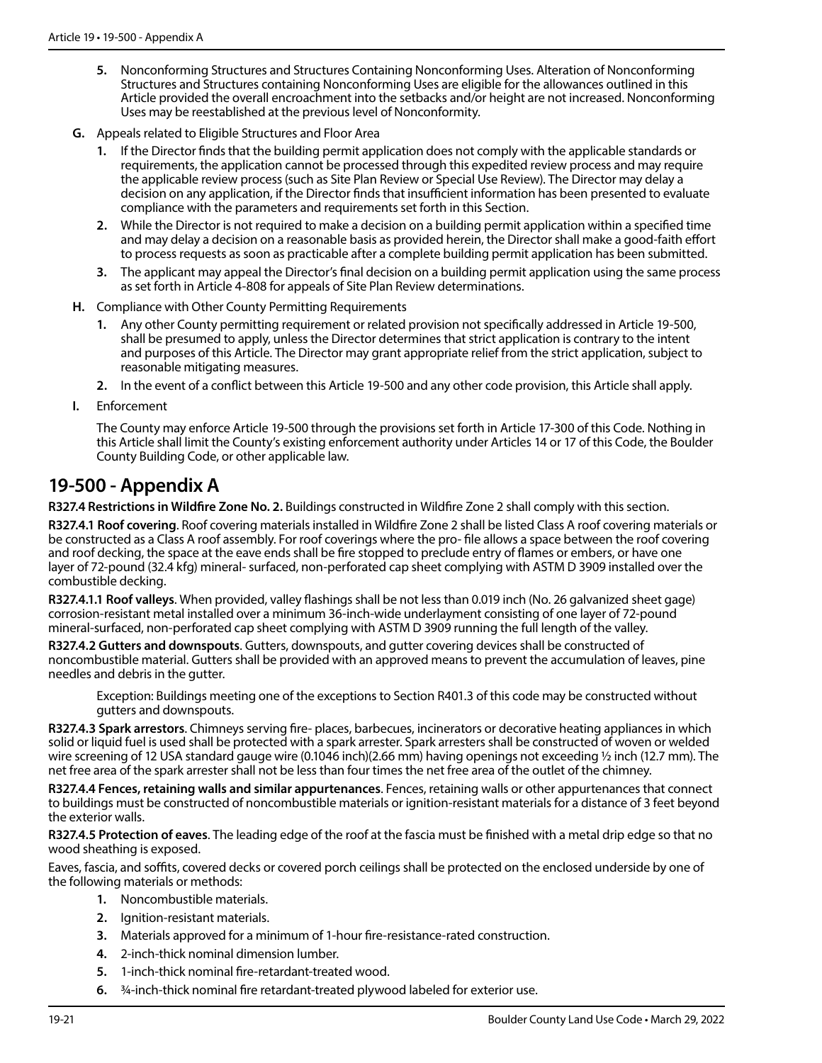5. **5.** Nonconforming Structures and Structures Containing Nonconforming Uses. Alteration of Nonconforming Structures and Structures containing Nonconforming Uses are eligible for the allowances outlined in this Article provided the overall encroachment into the setbacks and/or height are not increased. Nonconforming Uses may be reestablished at the previous level of Nonconformity.

**G.** Appeals related to Eligible Structures and Floor Area

1. If the Director finds that the building permit application does not comply with the applicable standards or requirements, the application cannot be processed through this expedited review process and may require the applicable review process (such as Site Plan Review or Special Use Review). The Director may delay a decision on any application, if the Director finds that insufficient information has been presented to evaluate compliance with the parameters and requirements set forth in this Section.
2. While the Director is not required to make a decision on a building permit application within a specified time and may delay a decision on a reasonable basis as provided herein, the Director shall make a good-faith effort to process requests as soon as practicable after a complete building permit application has been submitted.
3. The applicant may appeal the Director's final decision on a building permit application using the same process as set forth in Article 4-808 for appeals of Site Plan Review determinations.

**H.** Compliance with Other County Permitting Requirements

1. Any other County permitting requirement or related provision not specifically addressed in Article 19-500, shall be presumed to apply, unless the Director determines that strict application is contrary to the intent and purposes of this Article. The Director may grant appropriate relief from the strict application, subject to reasonable mitigating measures.
2. In the event of a conflict between this Article 19-500 and any other code provision, this Article shall apply.

**I.** Enforcement

The County may enforce Article 19-500 through the provisions set forth in Article 17-300 of this Code. Nothing in this Article shall limit the County's existing enforcement authority under Articles 14 or 17 of this Code, the Boulder County Building Code, or other applicable law.

## 19-500 - Appendix A

**R327.4 Restrictions in Wildfire Zone No. 2.** Buildings constructed in Wildfire Zone 2 shall comply with this section.

**R327.4.1 Roof covering**. Roof covering materials installed in Wildfire Zone 2 shall be listed Class A roof covering materials or be constructed as a Class A roof assembly. For roof coverings where the pro- file allows a space between the roof covering and roof decking, the space at the eave ends shall be fire stopped to preclude entry of flames or embers, or have one layer of 72-pound (32.4 kfg) mineral- surfaced, non-perforated cap sheet complying with ASTM D 3909 installed over the combustible decking.

**R327.4.1.1 Roof valleys**. When provided, valley flashings shall be not less than 0.019 inch (No. 26 galvanized sheet gage) corrosion-resistant metal installed over a minimum 36-inch-wide underlayment consisting of one layer of 72-pound mineral-surfaced, non-perforated cap sheet complying with ASTM D 3909 running the full length of the valley.

**R327.4.2 Gutters and downspouts**. Gutters, downspouts, and gutter covering devices shall be constructed of noncombustible material. Gutters shall be provided with an approved means to prevent the accumulation of leaves, pine needles and debris in the gutter.

> Exception: Buildings meeting one of the exceptions to Section R401.3 of this code may be constructed without gutters and downspouts.

**R327.4.3 Spark arrestors**. Chimneys serving fire- places, barbecues, incinerators or decorative heating appliances in which solid or liquid fuel is used shall be protected with a spark arrester. Spark arresters shall be constructed of woven or welded wire screening of 12 USA standard gauge wire (0.1046 inch)(2.66 mm) having openings not exceeding ½ inch (12.7 mm). The net free area of the spark arrester shall not be less than four times the net free area of the outlet of the chimney.

**R327.4.4 Fences, retaining walls and similar appurtenances**. Fences, retaining walls or other appurtenances that connect to buildings must be constructed of noncombustible materials or ignition-resistant materials for a distance of 3 feet beyond the exterior walls.

**R327.4.5 Protection of eaves**. The leading edge of the roof at the fascia must be finished with a metal drip edge so that no wood sheathing is exposed.

Eaves, fascia, and soffits, covered decks or covered porch ceilings shall be protected on the enclosed underside by one of the following materials or methods:

1. Noncombustible materials.
2. Ignition-resistant materials.
3. Materials approved for a minimum of 1-hour fire-resistance-rated construction.
4. 2-inch-thick nominal dimension lumber.
5. 1-inch-thick nominal fire-retardant-treated wood.
6. ¾-inch-thick nominal fire retardant-treated plywood labeled for exterior use.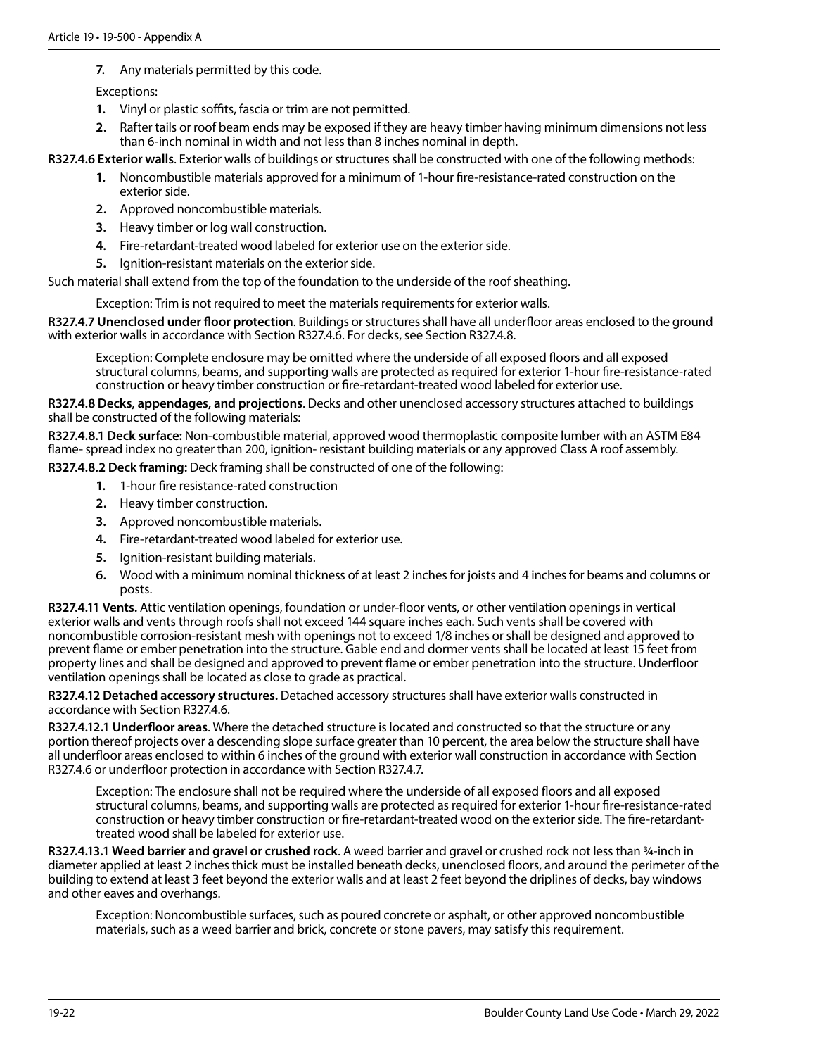7. Any materials permitted by this code.

Exceptions:

1. Vinyl or plastic soffits, fascia or trim are not permitted.
2. Rafter tails or roof beam ends may be exposed if they are heavy timber having minimum dimensions not less than 6-inch nominal in width and not less than 8 inches nominal in depth.

**R327.4.6 Exterior walls**. Exterior walls of buildings or structures shall be constructed with one of the following methods:

1. Noncombustible materials approved for a minimum of 1-hour fire-resistance-rated construction on the exterior side.
2. Approved noncombustible materials.
3. Heavy timber or log wall construction.
4. Fire-retardant-treated wood labeled for exterior use on the exterior side.
5. Ignition-resistant materials on the exterior side.

Such material shall extend from the top of the foundation to the underside of the roof sheathing.

Exception: Trim is not required to meet the materials requirements for exterior walls.

**R327.4.7 Unenclosed under floor protection**. Buildings or structures shall have all underfloor areas enclosed to the ground with exterior walls in accordance with Section R327.4.6. For decks, see Section R327.4.8.

Exception: Complete enclosure may be omitted where the underside of all exposed floors and all exposed structural columns, beams, and supporting walls are protected as required for exterior 1-hour fire-resistance-rated construction or heavy timber construction or fire-retardant-treated wood labeled for exterior use.

**R327.4.8 Decks, appendages, and projections**. Decks and other unenclosed accessory structures attached to buildings shall be constructed of the following materials:

**R327.4.8.1 Deck surface:** Non-combustible material, approved wood thermoplastic composite lumber with an ASTM E84 flame- spread index no greater than 200, ignition- resistant building materials or any approved Class A roof assembly.

**R327.4.8.2 Deck framing:** Deck framing shall be constructed of one of the following:

1. 1-hour fire resistance-rated construction
2. Heavy timber construction.
3. Approved noncombustible materials.
4. Fire-retardant-treated wood labeled for exterior use.
5. Ignition-resistant building materials.
6. Wood with a minimum nominal thickness of at least 2 inches for joists and 4 inches for beams and columns or posts.

**R327.4.11 Vents.** Attic ventilation openings, foundation or under-floor vents, or other ventilation openings in vertical exterior walls and vents through roofs shall not exceed 144 square inches each. Such vents shall be covered with noncombustible corrosion-resistant mesh with openings not to exceed 1/8 inches or shall be designed and approved to prevent flame or ember penetration into the structure. Gable end and dormer vents shall be located at least 15 feet from property lines and shall be designed and approved to prevent flame or ember penetration into the structure. Underfloor ventilation openings shall be located as close to grade as practical.

**R327.4.12 Detached accessory structures.** Detached accessory structures shall have exterior walls constructed in accordance with Section R327.4.6.

**R327.4.12.1 Underfloor areas**. Where the detached structure is located and constructed so that the structure or any portion thereof projects over a descending slope surface greater than 10 percent, the area below the structure shall have all underfloor areas enclosed to within 6 inches of the ground with exterior wall construction in accordance with Section R327.4.6 or underfloor protection in accordance with Section R327.4.7.

Exception: The enclosure shall not be required where the underside of all exposed floors and all exposed structural columns, beams, and supporting walls are protected as required for exterior 1-hour fire-resistance-rated construction or heavy timber construction or fire-retardant-treated wood on the exterior side. The fire-retardant-treated wood shall be labeled for exterior use.

**R327.4.13.1 Weed barrier and gravel or crushed rock**. A weed barrier and gravel or crushed rock not less than ¾-inch in diameter applied at least 2 inches thick must be installed beneath decks, unenclosed floors, and around the perimeter of the building to extend at least 3 feet beyond the exterior walls and at least 2 feet beyond the driplines of decks, bay windows and other eaves and overhangs.

Exception: Noncombustible surfaces, such as poured concrete or asphalt, or other approved noncombustible materials, such as a weed barrier and brick, concrete or stone pavers, may satisfy this requirement.